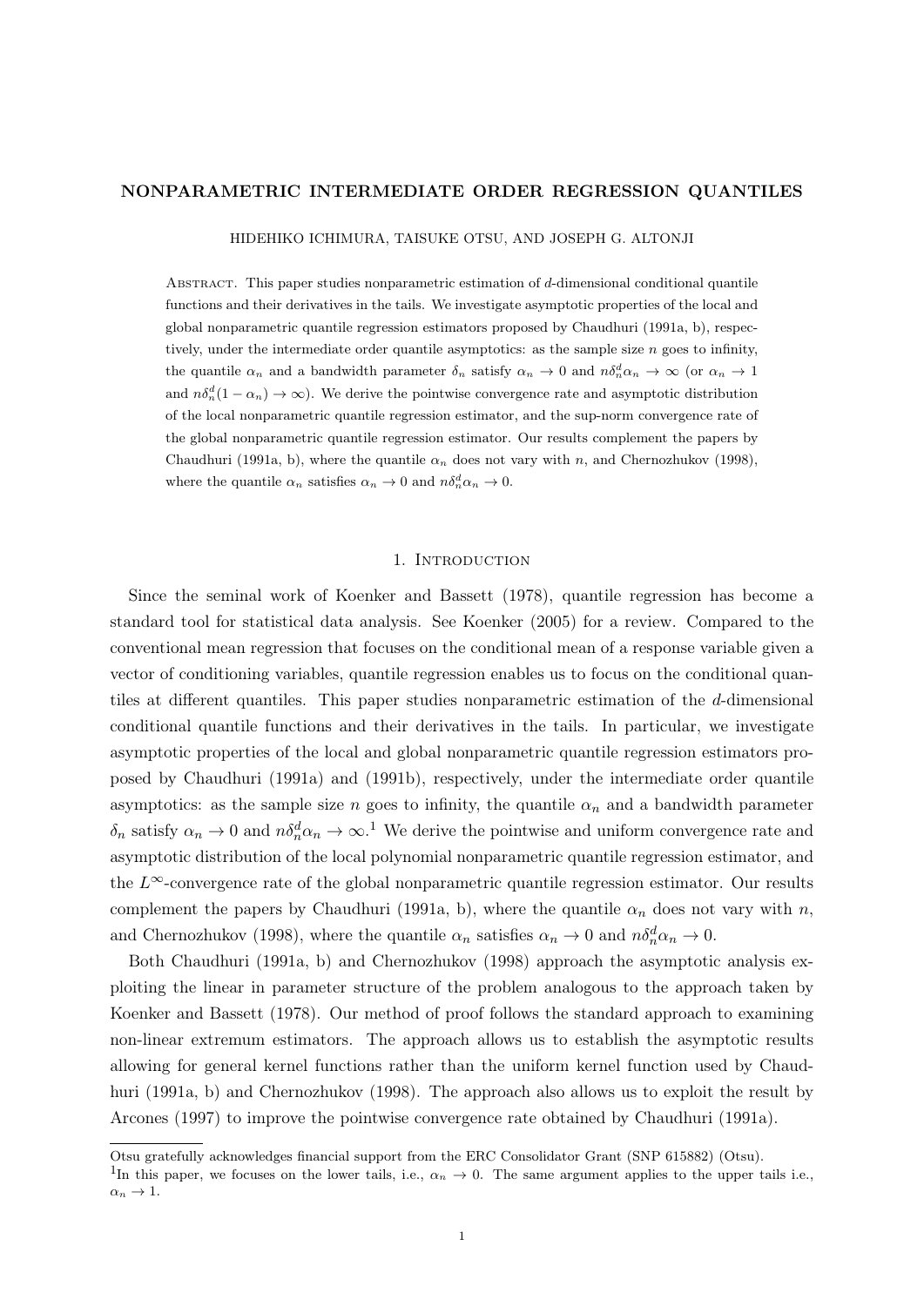# NONPARAMETRIC INTERMEDIATE ORDER REGRESSION QUANTILES

HIDEHIKO ICHIMURA, TAISUKE OTSU, AND JOSEPH G. ALTONJI

Abstract. This paper studies nonparametric estimation of $d$-dimensional conditional quantile functions and their derivatives in the tails. We investigate asymptotic properties of the local and global nonparametric quantile regression estimators proposed by Chaudhuri (1991a, b), respectively, under the intermediate order quantile asymptotics: as the sample size $n$ goes to infinity, the quantile $\alpha_n$ and a bandwidth parameter $\delta_n$ satisfy $\alpha_n \to 0$ and $n\delta_n^d\alpha_n \to \infty$ (or $\alpha_n \to 1$ and $n\delta_n^d(1-\alpha_n) \to \infty$). We derive the pointwise convergence rate and asymptotic distribution of the local nonparametric quantile regression estimator, and the sup-norm convergence rate of the global nonparametric quantile regression estimator. Our results complement the papers by Chaudhuri (1991a, b), where the quantile $\alpha_n$ does not vary with $n$, and Chernozhukov (1998), where the quantile $\alpha_n$ satisfies $\alpha_n \to 0$ and $n\delta_n^d\alpha_n \to 0$.

## 1. Introduction

Since the seminal work of Koenker and Bassett (1978), quantile regression has become a standard tool for statistical data analysis. See Koenker (2005) for a review. Compared to the conventional mean regression that focuses on the conditional mean of a response variable given a vector of conditioning variables, quantile regression enables us to focus on the conditional quantiles at different quantiles. This paper studies nonparametric estimation of the $d$-dimensional conditional quantile functions and their derivatives in the tails. In particular, we investigate asymptotic properties of the local and global nonparametric quantile regression estimators proposed by Chaudhuri (1991a) and (1991b), respectively, under the intermediate order quantile asymptotics: as the sample size $n$ goes to infinity, the quantile $\alpha_n$ and a bandwidth parameter $\delta_n$ satisfy $\alpha_n \to 0$ and $n\delta_n^d\alpha_n \to \infty$.[1] We derive the pointwise and uniform convergence rate and asymptotic distribution of the local polynomial nonparametric quantile regression estimator, and the $L^\infty$-convergence rate of the global nonparametric quantile regression estimator. Our results complement the papers by Chaudhuri (1991a, b), where the quantile $\alpha_n$ does not vary with $n$, and Chernozhukov (1998), where the quantile $\alpha_n$ satisfies $\alpha_n \to 0$ and $n\delta_n^d\alpha_n \to 0$.

Both Chaudhuri (1991a, b) and Chernozhukov (1998) approach the asymptotic analysis exploiting the linear in parameter structure of the problem analogous to the approach taken by Koenker and Bassett (1978). Our method of proof follows the standard approach to examining non-linear extremum estimators. The approach allows us to establish the asymptotic results allowing for general kernel functions rather than the uniform kernel function used by Chaudhuri (1991a, b) and Chernozhukov (1998). The approach also allows us to exploit the result by Arcones (1997) to improve the pointwise convergence rate obtained by Chaudhuri (1991a).

---

Otsu gratefully acknowledges financial support from the ERC Consolidator Grant (SNP 615882) (Otsu).

[1] In this paper, we focuses on the lower tails, i.e., $\alpha_n \to 0$. The same argument applies to the upper tails i.e., $\alpha_n \to 1$.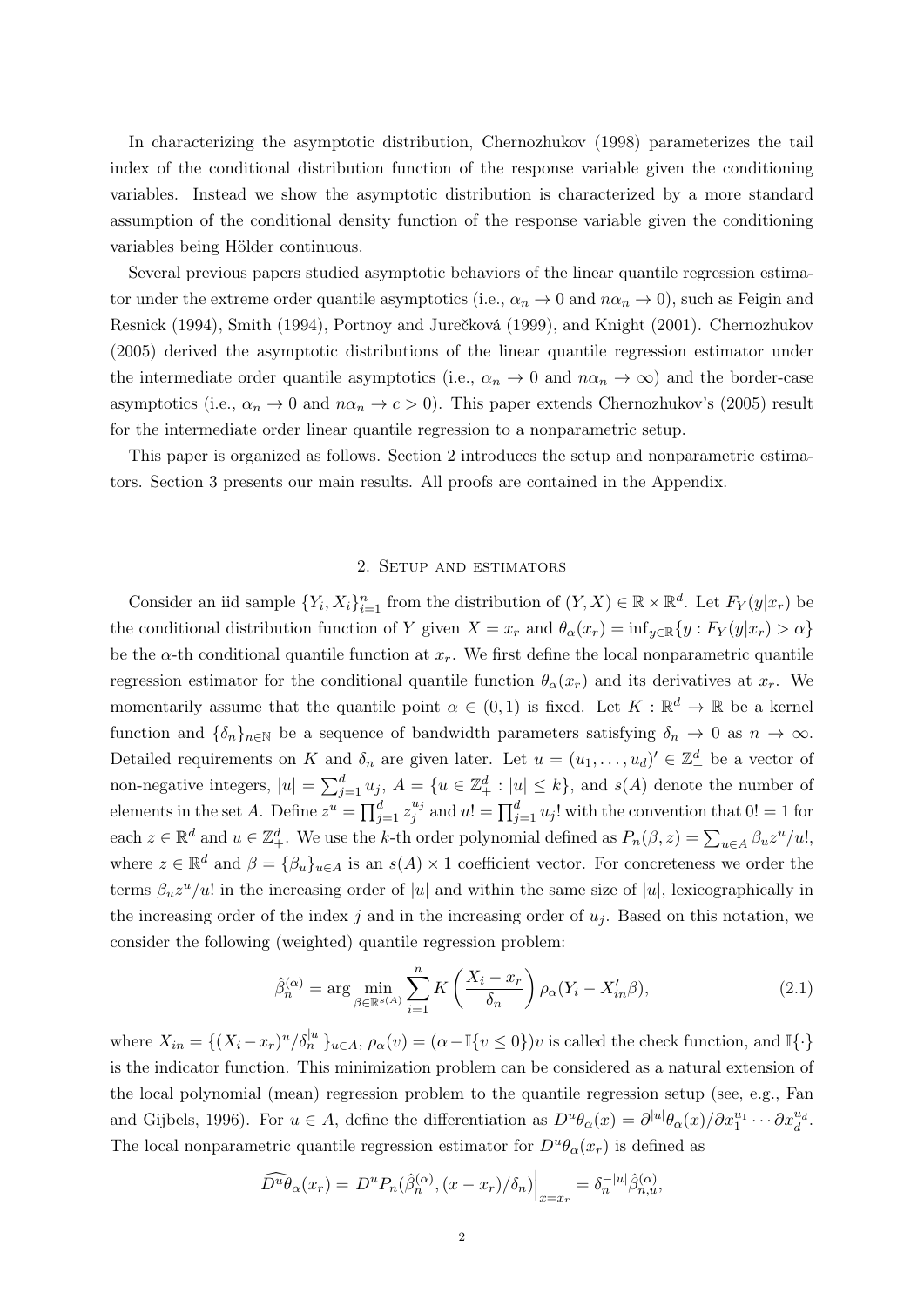In characterizing the asymptotic distribution, Chernozhukov (1998) parameterizes the tail index of the conditional distribution function of the response variable given the conditioning variables. Instead we show the asymptotic distribution is characterized by a more standard assumption of the conditional density function of the response variable given the conditioning variables being Hölder continuous.

Several previous papers studied asymptotic behaviors of the linear quantile regression estimator under the extreme order quantile asymptotics (i.e., $\alpha_n \to 0$ and $n\alpha_n \to 0$), such as Feigin and Resnick (1994), Smith (1994), Portnoy and Jurečková (1999), and Knight (2001). Chernozhukov (2005) derived the asymptotic distributions of the linear quantile regression estimator under the intermediate order quantile asymptotics (i.e., $\alpha_n \to 0$ and $n\alpha_n \to \infty$) and the border-case asymptotics (i.e., $\alpha_n \to 0$ and $n\alpha_n \to c > 0$). This paper extends Chernozhukov's (2005) result for the intermediate order linear quantile regression to a nonparametric setup.

This paper is organized as follows. Section 2 introduces the setup and nonparametric estimators. Section 3 presents our main results. All proofs are contained in the Appendix.

## 2. Setup and estimators

Consider an iid sample $\{Y_i, X_i\}_{i=1}^n$ from the distribution of $(Y, X) \in \mathbb{R} \times \mathbb{R}^d$. Let $F_Y(y|x_r)$ be the conditional distribution function of $Y$ given $X = x_r$ and $\theta_\alpha(x_r) = \inf_{y\in\mathbb{R}}\{y : F_Y(y|x_r) > \alpha\}$ be the $\alpha$-th conditional quantile function at $x_r$. We first define the local nonparametric quantile regression estimator for the conditional quantile function $\theta_\alpha(x_r)$ and its derivatives at $x_r$. We momentarily assume that the quantile point $\alpha \in (0,1)$ is fixed. Let $K : \mathbb{R}^d \to \mathbb{R}$ be a kernel function and $\{\delta_n\}_{n\in\mathbb{N}}$ be a sequence of bandwidth parameters satisfying $\delta_n \to 0$ as $n \to \infty$. Detailed requirements on $K$ and $\delta_n$ are given later. Let $u = (u_1, \dots, u_d)' \in \mathbb{Z}_+^d$ be a vector of non-negative integers, $|u| = \sum_{j=1}^d u_j$, $A = \{u \in \mathbb{Z}_+^d : |u| \le k\}$, and $s(A)$ denote the number of elements in the set $A$. Define $z^u = \prod_{j=1}^d z_j^{u_j}$ and $u! = \prod_{j=1}^d u_j!$ with the convention that $0! = 1$ for each $z \in \mathbb{R}^d$ and $u \in \mathbb{Z}_+^d$. We use the $k$-th order polynomial defined as $P_n(\beta, z) = \sum_{u\in A} \beta_u z^u/u!$, where $z \in \mathbb{R}^d$ and $\beta = \{\beta_u\}_{u\in A}$ is an $s(A) \times 1$ coefficient vector. For concreteness we order the terms $\beta_u z^u/u!$ in the increasing order of $|u|$ and within the same size of $|u|$, lexicographically in the increasing order of the index $j$ and in the increasing order of $u_j$. Based on this notation, we consider the following (weighted) quantile regression problem:

$$\hat{\beta}_n^{(\alpha)} = \arg\min_{\beta\in\mathbb{R}^{s(A)}} \sum_{i=1}^n K\left(\frac{X_i - x_r}{\delta_n}\right) \rho_\alpha(Y_i - X_{in}'\beta), \tag{2.1}$$

where $X_{in} = \{(X_i - x_r)^u/\delta_n^{|u|}\}_{u\in A}$, $\rho_\alpha(v) = (\alpha - \mathbb{I}\{v \le 0\})v$ is called the check function, and $\mathbb{I}\{\cdot\}$ is the indicator function. This minimization problem can be considered as a natural extension of the local polynomial (mean) regression problem to the quantile regression setup (see, e.g., Fan and Gijbels, 1996). For $u \in A$, define the differentiation as $D^u\theta_\alpha(x) = \partial^{|u|}\theta_\alpha(x)/\partial x_1^{u_1} \cdots \partial x_d^{u_d}$. The local nonparametric quantile regression estimator for $D^u\theta_\alpha(x_r)$ is defined as

$$\widehat{D^u\theta}_\alpha(x_r) = D^u P_n(\hat{\beta}_n^{(\alpha)}, (x - x_r)/\delta_n)\Big|_{x=x_r} = \delta_n^{-|u|}\hat{\beta}_{n,u}^{(\alpha)},$$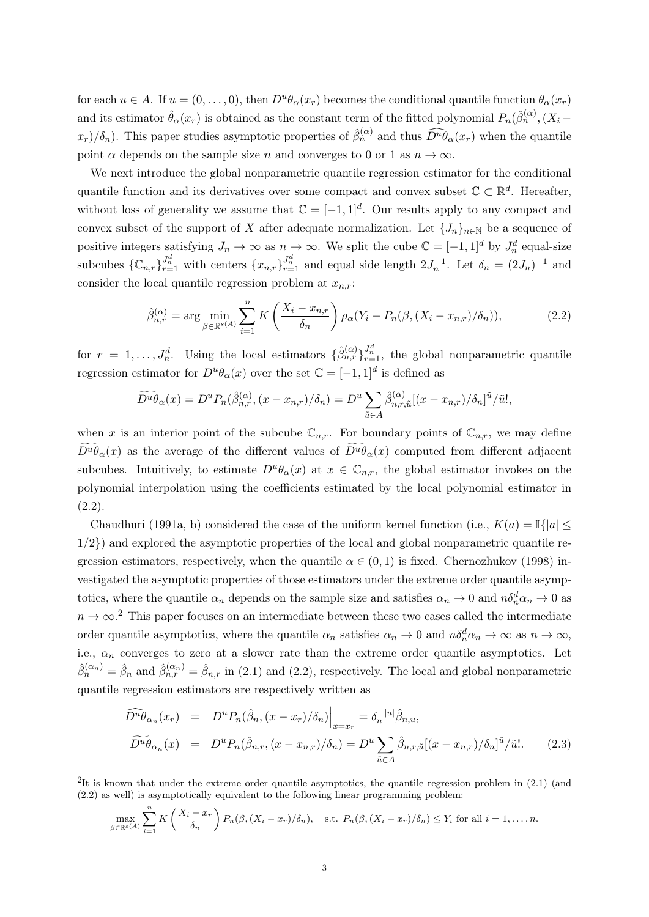for each $u \in A$. If $u = (0, \ldots, 0)$, then $D^u\theta_\alpha(x_r)$ becomes the conditional quantile function $\theta_\alpha(x_r)$ and its estimator $\hat{\theta}_\alpha(x_r)$ is obtained as the constant term of the fitted polynomial $P_n(\hat{\beta}_n^{(\alpha)}, (X_i - x_r)/\delta_n)$. This paper studies asymptotic properties of $\hat{\beta}_n^{(\alpha)}$ and thus $\widehat{D^u\theta}_\alpha(x_r)$ when the quantile point $\alpha$ depends on the sample size $n$ and converges to 0 or 1 as $n \to \infty$.

We next introduce the global nonparametric quantile regression estimator for the conditional quantile function and its derivatives over some compact and convex subset $\mathbb{C} \subset \mathbb{R}^d$. Hereafter, without loss of generality we assume that $\mathbb{C} = [-1, 1]^d$. Our results apply to any compact and convex subset of the support of $X$ after adequate normalization. Let $\{J_n\}_{n\in\mathbb{N}}$ be a sequence of positive integers satisfying $J_n \to \infty$ as $n \to \infty$. We split the cube $\mathbb{C} = [-1, 1]^d$ by $J_n^d$ equal-size subcubes $\{\mathbb{C}_{n,r}\}_{r=1}^{J_n^d}$ with centers $\{x_{n,r}\}_{r=1}^{J_n^d}$ and equal side length $2J_n^{-1}$. Let $\delta_n = (2J_n)^{-1}$ and consider the local quantile regression problem at $x_{n,r}$:

$$\hat{\beta}_{n,r}^{(\alpha)} = \arg\min_{\beta\in\mathbb{R}^{s(A)}} \sum_{i=1}^{n} K\left(\frac{X_i - x_{n,r}}{\delta_n}\right) \rho_\alpha(Y_i - P_n(\beta, (X_i - x_{n,r})/\delta_n)), \tag{2.2}$$

for $r = 1, \ldots, J_n^d$. Using the local estimators $\{\hat{\beta}_{n,r}^{(\alpha)}\}_{r=1}^{J_n^d}$, the global nonparametric quantile regression estimator for $D^u\theta_\alpha(x)$ over the set $\mathbb{C} = [-1, 1]^d$ is defined as

$$\widetilde{D^u\theta}_\alpha(x) = D^u P_n(\hat{\beta}_{n,r}^{(\alpha)}, (x - x_{n,r})/\delta_n) = D^u \sum_{\tilde{u}\in A} \hat{\beta}_{n,r,\tilde{u}}^{(\alpha)}[(x - x_{n,r})/\delta_n]^{\tilde{u}}/\tilde{u}!,$$

when $x$ is an interior point of the subcube $\mathbb{C}_{n,r}$. For boundary points of $\mathbb{C}_{n,r}$, we may define $\widetilde{D^u\theta}_\alpha(x)$ as the average of the different values of $\widetilde{D^u\theta}_\alpha(x)$ computed from different adjacent subcubes. Intuitively, to estimate $D^u\theta_\alpha(x)$ at $x \in \mathbb{C}_{n,r}$, the global estimator invokes on the polynomial interpolation using the coefficients estimated by the local polynomial estimator in (2.2).

Chaudhuri (1991a, b) considered the case of the uniform kernel function (i.e., $K(a) = \mathbb{I}\{|a| \leq 1/2\}$) and explored the asymptotic properties of the local and global nonparametric quantile regression estimators, respectively, when the quantile $\alpha \in (0, 1)$ is fixed. Chernozhukov (1998) investigated the asymptotic properties of those estimators under the extreme order quantile asymptotics, where the quantile $\alpha_n$ depends on the sample size and satisfies $\alpha_n \to 0$ and $n\delta_n^d\alpha_n \to 0$ as $n \to \infty$.[2] This paper focuses on an intermediate between these two cases called the intermediate order quantile asymptotics, where the quantile $\alpha_n$ satisfies $\alpha_n \to 0$ and $n\delta_n^d\alpha_n \to \infty$ as $n \to \infty$, i.e., $\alpha_n$ converges to zero at a slower rate than the extreme order quantile asymptotics. Let $\hat{\beta}_n^{(\alpha_n)} = \hat{\beta}_n$ and $\hat{\beta}_{n,r}^{(\alpha_n)} = \hat{\beta}_{n,r}$ in (2.1) and (2.2), respectively. The local and global nonparametric quantile regression estimators are respectively written as

$$\begin{aligned}
\widehat{D^u\theta}_{\alpha_n}(x_r) &= D^u P_n(\hat{\beta}_n, (x - x_r)/\delta_n)\Big|_{x=x_r} = \delta_n^{-|u|}\hat{\beta}_{n,u}, \\
\widetilde{D^u\theta}_{\alpha_n}(x) &= D^u P_n(\hat{\beta}_{n,r}, (x - x_{n,r})/\delta_n) = D^u \sum_{\tilde{u}\in A} \hat{\beta}_{n,r,\tilde{u}}[(x - x_{n,r})/\delta_n]^{\tilde{u}}/\tilde{u}!.
\end{aligned} \tag{2.3}$$

[2] It is known that under the extreme order quantile asymptotics, the quantile regression problem in (2.1) (and (2.2) as well) is asymptotically equivalent to the following linear programming problem:

$$\max_{\beta\in\mathbb{R}^{s(A)}} \sum_{i=1}^{n} K\left(\frac{X_i - x_r}{\delta_n}\right) P_n(\beta, (X_i - x_r)/\delta_n), \quad \text{s.t. } P_n(\beta, (X_i - x_r)/\delta_n) \leq Y_i \text{ for all } i = 1, \ldots, n.$$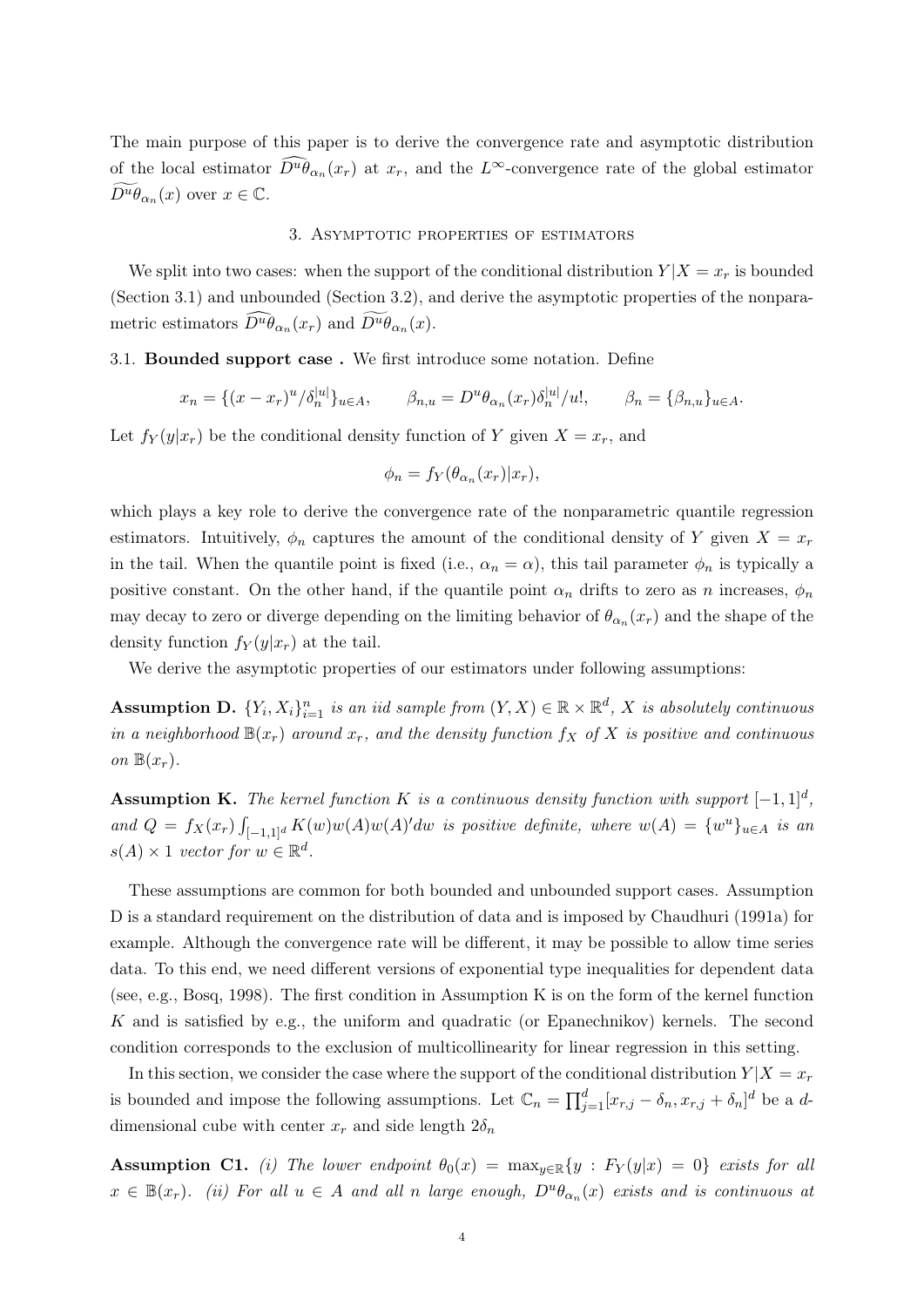The main purpose of this paper is to derive the convergence rate and asymptotic distribution of the local estimator $\widehat{D^u\theta}_{\alpha_n}(x_r)$ at $x_r$, and the $L^\infty$-convergence rate of the global estimator $\widetilde{D^u\theta}_{\alpha_n}(x)$ over $x \in \mathbb{C}$.

## 3. Asymptotic properties of estimators

We split into two cases: when the support of the conditional distribution $Y|X = x_r$ is bounded (Section 3.1) and unbounded (Section 3.2), and derive the asymptotic properties of the nonparametric estimators $\widehat{D^u\theta}_{\alpha_n}(x_r)$ and $\widetilde{D^u\theta}_{\alpha_n}(x)$.

### 3.1. Bounded support case .

We first introduce some notation. Define

$$x_n = \{(x - x_r)^u/\delta_n^{|u|}\}_{u\in A}, \qquad \beta_{n,u} = D^u\theta_{\alpha_n}(x_r)\delta_n^{|u|}/u!, \qquad \beta_n = \{\beta_{n,u}\}_{u\in A}.$$

Let $f_Y(y|x_r)$ be the conditional density function of $Y$ given $X = x_r$, and

$$\phi_n = f_Y(\theta_{\alpha_n}(x_r)|x_r),$$

which plays a key role to derive the convergence rate of the nonparametric quantile regression estimators. Intuitively, $\phi_n$ captures the amount of the conditional density of $Y$ given $X = x_r$ in the tail. When the quantile point is fixed (i.e., $\alpha_n = \alpha$), this tail parameter $\phi_n$ is typically a positive constant. On the other hand, if the quantile point $\alpha_n$ drifts to zero as $n$ increases, $\phi_n$ may decay to zero or diverge depending on the limiting behavior of $\theta_{\alpha_n}(x_r)$ and the shape of the density function $f_Y(y|x_r)$ at the tail.

We derive the asymptotic properties of our estimators under following assumptions:

**Assumption D.** *$\{Y_i, X_i\}_{i=1}^n$ is an iid sample from $(Y, X) \in \mathbb{R} \times \mathbb{R}^d$, $X$ is absolutely continuous in a neighborhood $\mathbb{B}(x_r)$ around $x_r$, and the density function $f_X$ of $X$ is positive and continuous on $\mathbb{B}(x_r)$.*

**Assumption K.** *The kernel function $K$ is a continuous density function with support $[-1, 1]^d$, and $Q = f_X(x_r)\int_{[-1,1]^d} K(w)w(A)w(A)'dw$ is positive definite, where $w(A) = \{w^u\}_{u\in A}$ is an $s(A) \times 1$ vector for $w \in \mathbb{R}^d$.*

These assumptions are common for both bounded and unbounded support cases. Assumption D is a standard requirement on the distribution of data and is imposed by Chaudhuri (1991a) for example. Although the convergence rate will be different, it may be possible to allow time series data. To this end, we need different versions of exponential type inequalities for dependent data (see, e.g., Bosq, 1998). The first condition in Assumption K is on the form of the kernel function $K$ and is satisfied by e.g., the uniform and quadratic (or Epanechnikov) kernels. The second condition corresponds to the exclusion of multicollinearity for linear regression in this setting.

In this section, we consider the case where the support of the conditional distribution $Y|X = x_r$ is bounded and impose the following assumptions. Let $\mathbb{C}_n = \prod_{j=1}^d [x_{r,j} - \delta_n, x_{r,j} + \delta_n]^d$ be a $d$-dimensional cube with center $x_r$ and side length $2\delta_n$

**Assumption C1.** *(i) The lower endpoint $\theta_0(x) = \max_{y\in\mathbb{R}}\{y : F_Y(y|x) = 0\}$ exists for all $x \in \mathbb{B}(x_r)$. (ii) For all $u \in A$ and all $n$ large enough, $D^u\theta_{\alpha_n}(x)$ exists and is continuous at*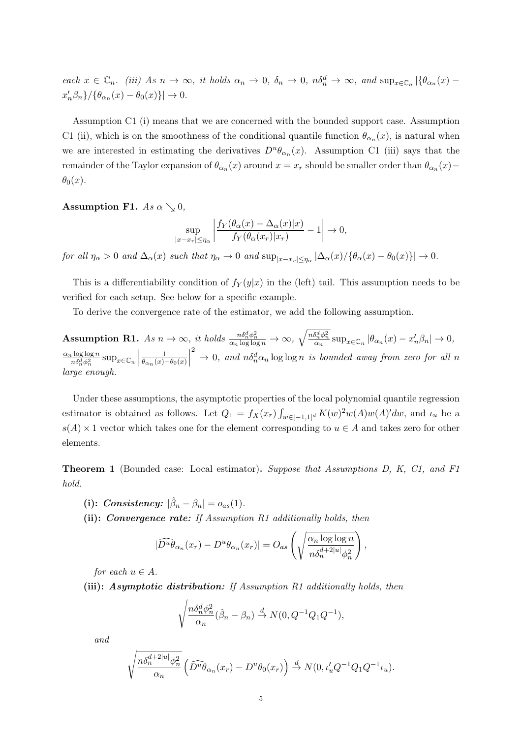*each $x \in \mathbb{C}_n$. (iii) As $n \to \infty$, it holds $\alpha_n \to 0$, $\delta_n \to 0$, $n\delta_n^d \to \infty$, and $\sup_{x \in \mathbb{C}_n} |\{\theta_{\alpha_n}(x) - x_n'\beta_n\}/\{\theta_{\alpha_n}(x) - \theta_0(x)\}| \to 0$.*

Assumption C1 (i) means that we are concerned with the bounded support case. Assumption C1 (ii), which is on the smoothness of the conditional quantile function $\theta_{\alpha_n}(x)$, is natural when we are interested in estimating the derivatives $D^u\theta_{\alpha_n}(x)$. Assumption C1 (iii) says that the remainder of the Taylor expansion of $\theta_{\alpha_n}(x)$ around $x = x_r$ should be smaller order than $\theta_{\alpha_n}(x) - \theta_0(x)$.

**Assumption F1.** *As $\alpha \searrow 0$,*

$$\sup_{|x-x_r| \leq \eta_\alpha} \left| \frac{f_Y(\theta_\alpha(x) + \Delta_\alpha(x)|x)}{f_Y(\theta_\alpha(x_r)|x_r)} - 1 \right| \to 0,$$

*for all $\eta_\alpha > 0$ and $\Delta_\alpha(x)$ such that $\eta_\alpha \to 0$ and $\sup_{|x-x_r| \leq \eta_\alpha} |\Delta_\alpha(x)/\{\theta_\alpha(x) - \theta_0(x)\}| \to 0$.*

This is a differentiability condition of $f_Y(y|x)$ in the (left) tail. This assumption needs to be verified for each setup. See below for a specific example.

To derive the convergence rate of the estimator, we add the following assumption.

**Assumption R1.** *As $n \to \infty$, it holds $\frac{n\delta_n^d \phi_n^2}{\alpha_n \log\log n} \to \infty$, $\sqrt{\frac{n\delta_n^d \phi_n^2}{\alpha_n}} \sup_{x \in \mathbb{C}_n} |\theta_{\alpha_n}(x) - x_n'\beta_n| \to 0$, $\frac{\alpha_n \log\log n}{n\delta_n^d \phi_n^2} \sup_{x \in \mathbb{C}_n} \left| \frac{1}{\theta_{\alpha_n}(x) - \theta_0(x)} \right|^2 \to 0$, and $n\delta_n^d \alpha_n \log\log n$ is bounded away from zero for all $n$ large enough.*

Under these assumptions, the asymptotic properties of the local polynomial quantile regression estimator is obtained as follows. Let $Q_1 = f_X(x_r) \int_{w \in [-1,1]^d} K(w)^2 w(A) w(A)' dw$, and $\iota_u$ be a $s(A) \times 1$ vector which takes one for the element corresponding to $u \in A$ and takes zero for other elements.

**Theorem 1** (Bounded case: Local estimator)**.** *Suppose that Assumptions D, K, C1, and F1 hold.*

- **(i): *Consistency:*** $|\hat{\beta}_n - \beta_n| = o_{as}(1)$.
- **(ii): *Convergence rate:*** *If Assumption R1 additionally holds, then*

$$|\widehat{D^u\theta}_{\alpha_n}(x_r) - D^u\theta_{\alpha_n}(x_r)| = O_{as}\left( \sqrt{\frac{\alpha_n \log\log n}{n\delta_n^{d+2|u|}\phi_n^2}} \right),$$

  *for each $u \in A$.*
- **(iii): *Asymptotic distribution:*** *If Assumption R1 additionally holds, then*

$$\sqrt{\frac{n\delta_n^d \phi_n^2}{\alpha_n}} (\hat{\beta}_n - \beta_n) \xrightarrow{d} N(0, Q^{-1}Q_1Q^{-1}),$$

  *and*

$$\sqrt{\frac{n\delta_n^{d+2|u|}\phi_n^2}{\alpha_n}} \left( \widehat{D^u\theta}_{\alpha_n}(x_r) - D^u\theta_0(x_r) \right) \xrightarrow{d} N(0, \iota_u' Q^{-1} Q_1 Q^{-1} \iota_u).$$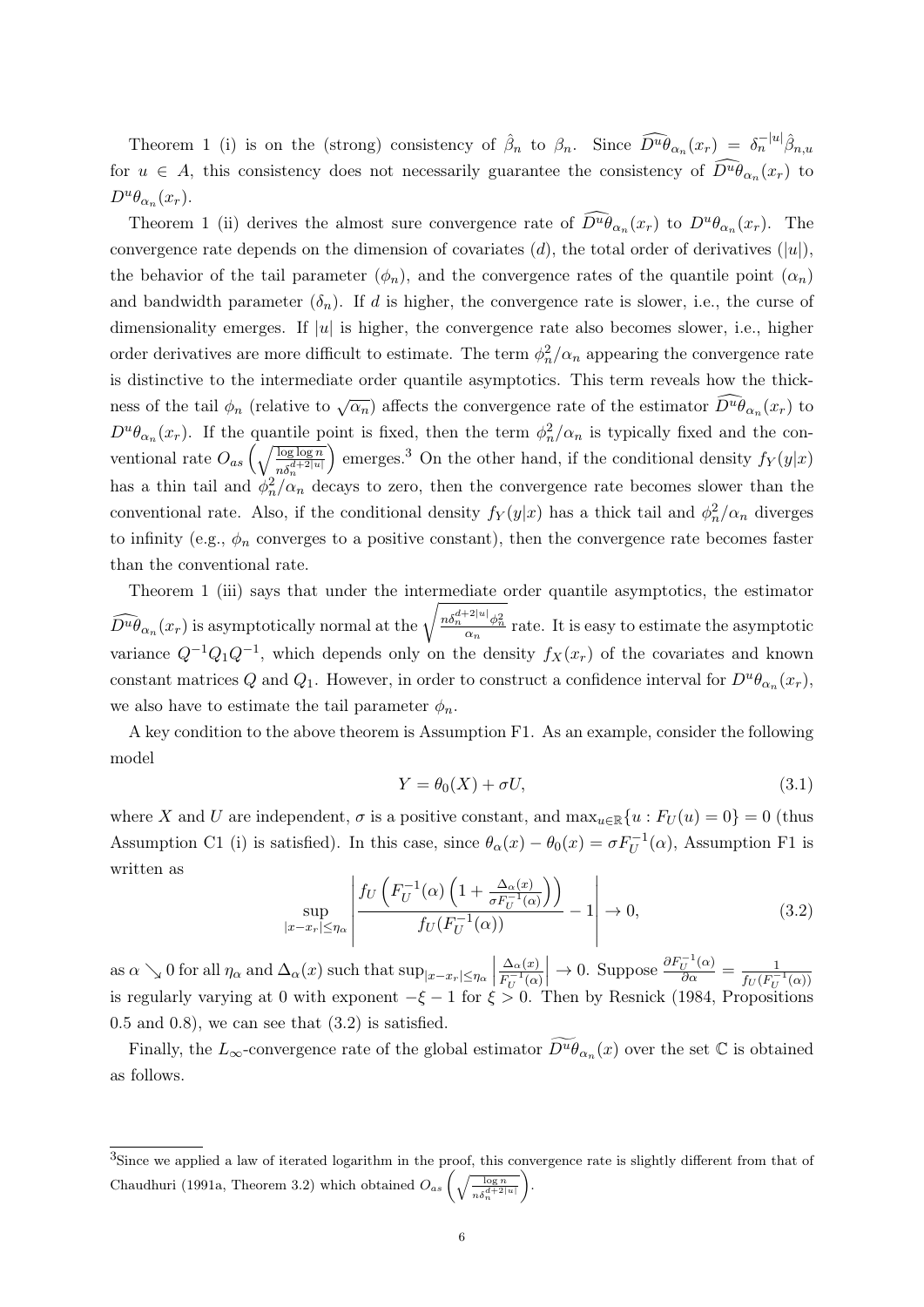Theorem 1 (i) is on the (strong) consistency of $\hat{\beta}_n$ to $\beta_n$. Since $\widehat{D^u\theta}_{\alpha_n}(x_r) = \delta_n^{-|u|}\hat{\beta}_{n,u}$ for $u \in A$, this consistency does not necessarily guarantee the consistency of $\widehat{D^u\theta}_{\alpha_n}(x_r)$ to $D^u\theta_{\alpha_n}(x_r)$.

Theorem 1 (ii) derives the almost sure convergence rate of $\widehat{D^u\theta}_{\alpha_n}(x_r)$ to $D^u\theta_{\alpha_n}(x_r)$. The convergence rate depends on the dimension of covariates ($d$), the total order of derivatives ($|u|$), the behavior of the tail parameter ($\phi_n$), and the convergence rates of the quantile point ($\alpha_n$) and bandwidth parameter ($\delta_n$). If $d$ is higher, the convergence rate is slower, i.e., the curse of dimensionality emerges. If $|u|$ is higher, the convergence rate also becomes slower, i.e., higher order derivatives are more difficult to estimate. The term $\phi_n^2/\alpha_n$ appearing the convergence rate is distinctive to the intermediate order quantile asymptotics. This term reveals how the thickness of the tail $\phi_n$ (relative to $\sqrt{\alpha_n}$) affects the convergence rate of the estimator $\widehat{D^u\theta}_{\alpha_n}(x_r)$ to $D^u\theta_{\alpha_n}(x_r)$. If the quantile point is fixed, then the term $\phi_n^2/\alpha_n$ is typically fixed and the conventional rate $O_{as}\left(\sqrt{\frac{\log\log n}{n\delta_n^{d+2|u|}}}\right)$ emerges.[3] On the other hand, if the conditional density $f_Y(y|x)$ has a thin tail and $\phi_n^2/\alpha_n$ decays to zero, then the convergence rate becomes slower than the conventional rate. Also, if the conditional density $f_Y(y|x)$ has a thick tail and $\phi_n^2/\alpha_n$ diverges to infinity (e.g., $\phi_n$ converges to a positive constant), then the convergence rate becomes faster than the conventional rate.

Theorem 1 (iii) says that under the intermediate order quantile asymptotics, the estimator $\widehat{D^u\theta}_{\alpha_n}(x_r)$ is asymptotically normal at the $\sqrt{\frac{n\delta_n^{d+2|u|}\phi_n^2}{\alpha_n}}$ rate. It is easy to estimate the asymptotic variance $Q^{-1}Q_1Q^{-1}$, which depends only on the density $f_X(x_r)$ of the covariates and known constant matrices $Q$ and $Q_1$. However, in order to construct a confidence interval for $D^u\theta_{\alpha_n}(x_r)$, we also have to estimate the tail parameter $\phi_n$.

A key condition to the above theorem is Assumption F1. As an example, consider the following model

$$Y = \theta_0(X) + \sigma U, \tag{3.1}$$

where $X$ and $U$ are independent, $\sigma$ is a positive constant, and $\max_{u\in\mathbb{R}}\{u : F_U(u) = 0\} = 0$ (thus Assumption C1 (i) is satisfied). In this case, since $\theta_\alpha(x) - \theta_0(x) = \sigma F_U^{-1}(\alpha)$, Assumption F1 is written as

$$\sup_{|x-x_r|\le\eta_\alpha}\left|\frac{f_U\left(F_U^{-1}(\alpha)\left(1+\frac{\Delta_\alpha(x)}{\sigma F_U^{-1}(\alpha)}\right)\right)}{f_U(F_U^{-1}(\alpha))} - 1\right| \to 0, \tag{3.2}$$

as $\alpha \searrow 0$ for all $\eta_\alpha$ and $\Delta_\alpha(x)$ such that $\sup_{|x-x_r|\le\eta_\alpha}\left|\frac{\Delta_\alpha(x)}{F_U^{-1}(\alpha)}\right| \to 0$. Suppose $\frac{\partial F_U^{-1}(\alpha)}{\partial\alpha} = \frac{1}{f_U(F_U^{-1}(\alpha))}$ is regularly varying at 0 with exponent $-\xi - 1$ for $\xi > 0$. Then by Resnick (1984, Propositions 0.5 and 0.8), we can see that (3.2) is satisfied.

Finally, the $L_\infty$-convergence rate of the global estimator $\widetilde{D^u\theta}_{\alpha_n}(x)$ over the set $\mathbb{C}$ is obtained as follows.

[3] Since we applied a law of iterated logarithm in the proof, this convergence rate is slightly different from that of Chaudhuri (1991a, Theorem 3.2) which obtained $O_{as}\left(\sqrt{\frac{\log n}{n\delta_n^{d+2|u|}}}\right)$.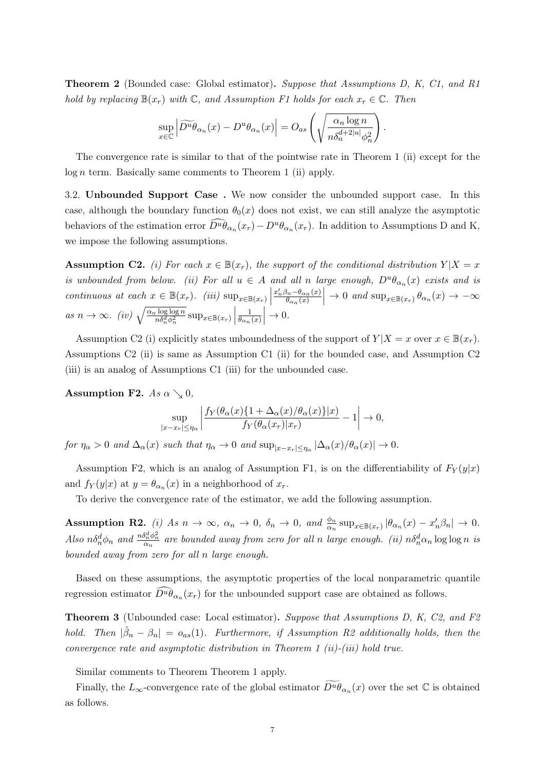**Theorem 2** (Bounded case: Global estimator)**.** *Suppose that Assumptions D, K, C1, and R1 hold by replacing $\mathbb{B}(x_r)$ with $\mathbb{C}$, and Assumption F1 holds for each $x_r \in \mathbb{C}$. Then*

$$\sup_{x\in\mathbb{C}} \left| \widetilde{D^u\theta}_{\alpha_n}(x) - D^u\theta_{\alpha_n}(x) \right| = O_{as}\left( \sqrt{\frac{\alpha_n \log n}{n\delta_n^{d+2|u|}\phi_n^2}} \right).$$

The convergence rate is similar to that of the pointwise rate in Theorem 1 (ii) except for the $\log n$ term. Basically same comments to Theorem 1 (ii) apply.

3.2. **Unbounded Support Case .** We now consider the unbounded support case. In this case, although the boundary function $\theta_0(x)$ does not exist, we can still analyze the asymptotic behaviors of the estimation error $\widehat{D^u\theta}_{\alpha_n}(x_r) - D^u\theta_{\alpha_n}(x_r)$. In addition to Assumptions D and K, we impose the following assumptions.

**Assumption C2.** *(i) For each $x \in \mathbb{B}(x_r)$, the support of the conditional distribution $Y|X = x$ is unbounded from below. (ii) For all $u \in A$ and all $n$ large enough, $D^u\theta_{\alpha_n}(x)$ exists and is continuous at each $x \in \mathbb{B}(x_r)$. (iii) $\sup_{x\in\mathbb{B}(x_r)} \left| \frac{x_n'\beta_n - \theta_{\alpha_n}(x)}{\theta_{\alpha_n}(x)} \right| \to 0$ and $\sup_{x\in\mathbb{B}(x_r)} \theta_{\alpha_n}(x) \to -\infty$ as $n \to \infty$. (iv) $\sqrt{\frac{\alpha_n \log\log n}{n\delta_n^d\phi_n^2}} \sup_{x\in\mathbb{B}(x_r)} \left| \frac{1}{\theta_{\alpha_n}(x)} \right| \to 0$.*

Assumption C2 (i) explicitly states unboundedness of the support of $Y|X = x$ over $x \in \mathbb{B}(x_r)$. Assumptions C2 (ii) is same as Assumption C1 (ii) for the bounded case, and Assumption C2 (iii) is an analog of Assumptions C1 (iii) for the unbounded case.

**Assumption F2.** *As $\alpha \searrow 0$,*

$$\sup_{|x-x_r|\le\eta_\alpha} \left| \frac{f_Y(\theta_\alpha(x)\{1 + \Delta_\alpha(x)/\theta_\alpha(x)\}|x)}{f_Y(\theta_\alpha(x_r)|x_r)} - 1 \right| \to 0,$$

*for $\eta_\alpha > 0$ and $\Delta_\alpha(x)$ such that $\eta_\alpha \to 0$ and $\sup_{|x-x_r|\le\eta_\alpha} |\Delta_\alpha(x)/\theta_\alpha(x)| \to 0$.*

Assumption F2, which is an analog of Assumption F1, is on the differentiability of $F_Y(y|x)$ and $f_Y(y|x)$ at $y = \theta_{\alpha_n}(x)$ in a neighborhood of $x_r$.

To derive the convergence rate of the estimator, we add the following assumption.

**Assumption R2.** *(i) As $n \to \infty$, $\alpha_n \to 0$, $\delta_n \to 0$, and $\frac{\phi_n}{\alpha_n} \sup_{x\in\mathbb{B}(x_r)} |\theta_{\alpha_n}(x) - x_n'\beta_n| \to 0$. Also $n\delta_n^d\phi_n$ and $\frac{n\delta_n^d\phi_n^2}{\alpha_n}$ are bounded away from zero for all $n$ large enough. (ii) $n\delta_n^d\alpha_n \log\log n$ is bounded away from zero for all $n$ large enough.*

Based on these assumptions, the asymptotic properties of the local nonparametric quantile regression estimator $\widehat{D^u\theta}_{\alpha_n}(x_r)$ for the unbounded support case are obtained as follows.

**Theorem 3** (Unbounded case: Local estimator)**.** *Suppose that Assumptions D, K, C2, and F2 hold. Then $|\hat{\beta}_n - \beta_n| = o_{as}(1)$. Furthermore, if Assumption R2 additionally holds, then the convergence rate and asymptotic distribution in Theorem 1 (ii)-(iii) hold true.*

Similar comments to Theorem Theorem 1 apply.

Finally, the $L_\infty$-convergence rate of the global estimator $\widetilde{D^u\theta}_{\alpha_n}(x)$ over the set $\mathbb{C}$ is obtained as follows.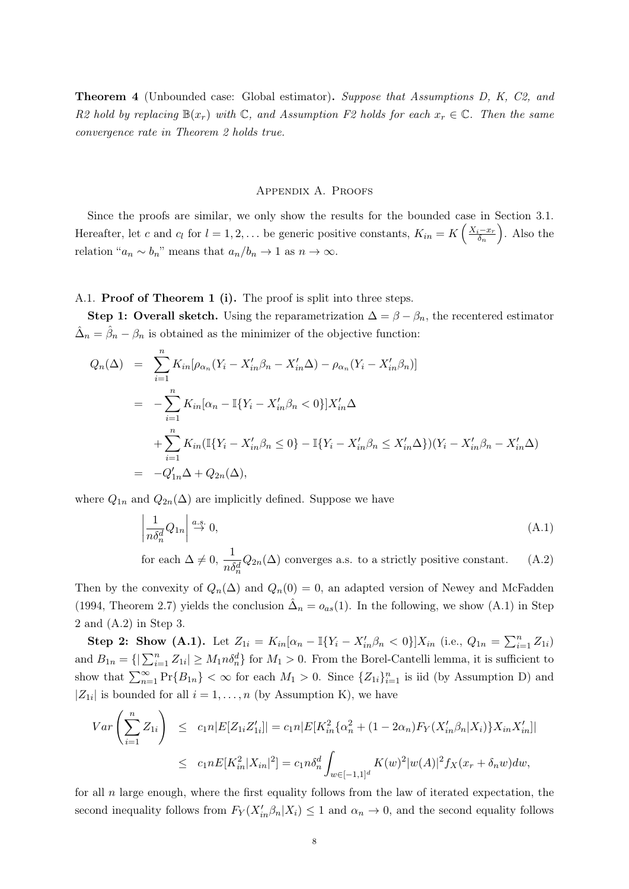**Theorem 4** (Unbounded case: Global estimator)**.** *Suppose that Assumptions D, K, C2, and R2 hold by replacing $\mathbb{B}(x_r)$ with $\mathbb{C}$, and Assumption F2 holds for each $x_r \in \mathbb{C}$. Then the same convergence rate in Theorem 2 holds true.*

## Appendix A. Proofs

Since the proofs are similar, we only show the results for the bounded case in Section 3.1. Hereafter, let $c$ and $c_l$ for $l = 1, 2, \ldots$ be generic positive constants, $K_{in} = K\left(\frac{X_i - x_r}{\delta_n}\right)$. Also the relation "$a_n \sim b_n$" means that $a_n/b_n \to 1$ as $n \to \infty$.

A.1. **Proof of Theorem 1 (i).** The proof is split into three steps.

**Step 1: Overall sketch.** Using the reparametrization $\Delta = \beta - \beta_n$, the recentered estimator $\hat{\Delta}_n = \hat{\beta}_n - \beta_n$ is obtained as the minimizer of the objective function:

$$
\begin{aligned}
Q_n(\Delta) &= \sum_{i=1}^{n} K_{in}[\rho_{\alpha_n}(Y_i - X_{in}'\beta_n - X_{in}'\Delta) - \rho_{\alpha_n}(Y_i - X_{in}'\beta_n)] \\
&= -\sum_{i=1}^{n} K_{in}[\alpha_n - \mathbb{I}\{Y_i - X_{in}'\beta_n < 0\}]X_{in}'\Delta \\
&\quad + \sum_{i=1}^{n} K_{in}(\mathbb{I}\{Y_i - X_{in}'\beta_n \le 0\} - \mathbb{I}\{Y_i - X_{in}'\beta_n \le X_{in}'\Delta\})(Y_i - X_{in}'\beta_n - X_{in}'\Delta) \\
&= -Q_{1n}'\Delta + Q_{2n}(\Delta),
\end{aligned}
$$

where $Q_{1n}$ and $Q_{2n}(\Delta)$ are implicitly defined. Suppose we have

$$
\left| \frac{1}{n\delta_n^d} Q_{1n} \right| \overset{a.s.}{\to} 0, \tag{A.1}
$$

$$
\text{for each } \Delta \neq 0, \; \frac{1}{n\delta_n^d} Q_{2n}(\Delta) \text{ converges a.s. to a strictly positive constant.} \tag{A.2}
$$

Then by the convexity of $Q_n(\Delta)$ and $Q_n(0) = 0$, an adapted version of Newey and McFadden (1994, Theorem 2.7) yields the conclusion $\hat{\Delta}_n = o_{as}(1)$. In the following, we show (A.1) in Step 2 and (A.2) in Step 3.

**Step 2: Show (A.1).** Let $Z_{1i} = K_{in}[\alpha_n - \mathbb{I}\{Y_i - X_{in}'\beta_n < 0\}]X_{in}$ (i.e., $Q_{1n} = \sum_{i=1}^{n} Z_{1i}$) and $B_{1n} = \{|\sum_{i=1}^{n} Z_{1i}| \ge M_1 n \delta_n^d\}$ for $M_1 > 0$. From the Borel-Cantelli lemma, it is sufficient to show that $\sum_{n=1}^{\infty} \Pr\{B_{1n}\} < \infty$ for each $M_1 > 0$. Since $\{Z_{1i}\}_{i=1}^{n}$ is iid (by Assumption D) and $|Z_{1i}|$ is bounded for all $i = 1, \ldots, n$ (by Assumption K), we have

$$
\begin{aligned}
Var\left(\sum_{i=1}^{n} Z_{1i}\right) &\le c_1 n |E[Z_{1i} Z_{1i}']| = c_1 n |E[K_{in}^2 \{\alpha_n^2 + (1 - 2\alpha_n) F_Y(X_{in}'\beta_n | X_i)\} X_{in} X_{in}']| \\
&\le c_1 n E[K_{in}^2 |X_{in}|^2] = c_1 n \delta_n^d \int_{w \in [-1,1]^d} K(w)^2 |w(A)|^2 f_X(x_r + \delta_n w) dw,
\end{aligned}
$$

for all $n$ large enough, where the first equality follows from the law of iterated expectation, the second inequality follows from $F_Y(X_{in}'\beta_n | X_i) \le 1$ and $\alpha_n \to 0$, and the second equality follows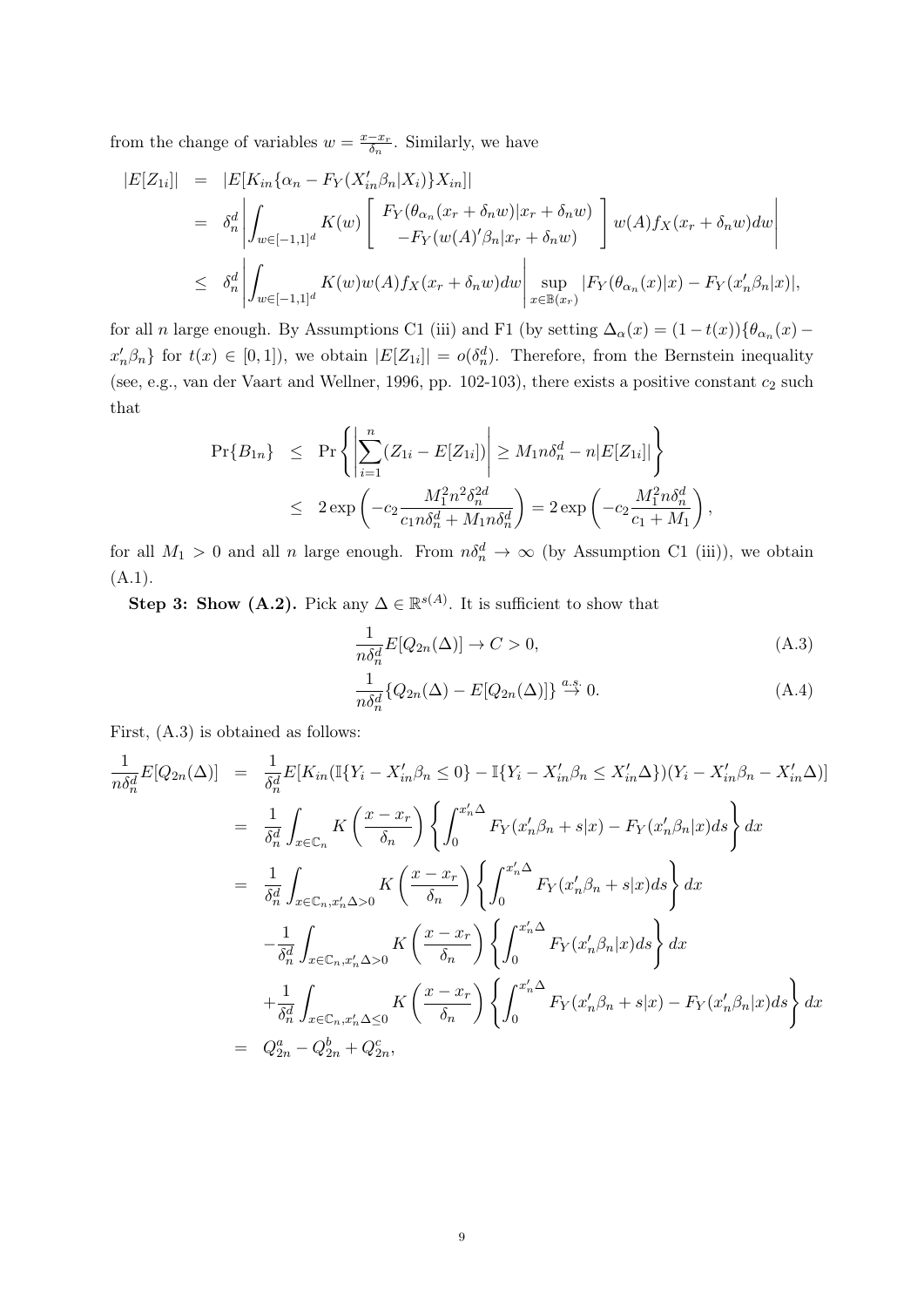from the change of variables $w = \frac{x - x_r}{\delta_n}$. Similarly, we have

$$
\begin{aligned}
|E[Z_{1i}]| &= |E[K_{in}\{\alpha_n - F_Y(X_{in}'\beta_n|X_i)\}X_{in}]| \\
&= \delta_n^d \left| \int_{w\in[-1,1]^d} K(w) \left[ \begin{array}{c} F_Y(\theta_{\alpha_n}(x_r+\delta_n w)|x_r+\delta_n w) \\ -F_Y(w(A)'\beta_n|x_r+\delta_n w) \end{array} \right] w(A) f_X(x_r+\delta_n w)dw \right| \\
&\le \delta_n^d \left| \int_{w\in[-1,1]^d} K(w)w(A)f_X(x_r+\delta_n w)dw \right| \sup_{x\in\mathbb{B}(x_r)} |F_Y(\theta_{\alpha_n}(x)|x) - F_Y(x_n'\beta_n|x)|,
\end{aligned}
$$

for all $n$ large enough. By Assumptions C1 (iii) and F1 (by setting $\Delta_\alpha(x) = (1-t(x))\{\theta_{\alpha_n}(x) - x_n'\beta_n\}$ for $t(x) \in [0,1]$), we obtain $|E[Z_{1i}]| = o(\delta_n^d)$. Therefore, from the Bernstein inequality (see, e.g., van der Vaart and Wellner, 1996, pp. 102-103), there exists a positive constant $c_2$ such that

$$
\begin{aligned}
\Pr\{B_{1n}\} &\le \Pr\left\{ \left| \sum_{i=1}^n (Z_{1i} - E[Z_{1i}]) \right| \ge M_1 n\delta_n^d - n|E[Z_{1i}]| \right\} \\
&\le 2\exp\left(-c_2 \frac{M_1^2 n^2 \delta_n^{2d}}{c_1 n\delta_n^d + M_1 n\delta_n^d}\right) = 2\exp\left(-c_2 \frac{M_1^2 n\delta_n^d}{c_1 + M_1}\right),
\end{aligned}
$$

for all $M_1 > 0$ and all $n$ large enough. From $n\delta_n^d \to \infty$ (by Assumption C1 (iii)), we obtain (A.1).

**Step 3: Show (A.2).** Pick any $\Delta \in \mathbb{R}^{s(A)}$. It is sufficient to show that

$$
\frac{1}{n\delta_n^d} E[Q_{2n}(\Delta)] \to C > 0, \tag{A.3}
$$

$$
\frac{1}{n\delta_n^d}\{Q_{2n}(\Delta) - E[Q_{2n}(\Delta)]\} \overset{a.s.}{\to} 0. \tag{A.4}
$$

First, (A.3) is obtained as follows:

$$
\begin{aligned}
\frac{1}{n\delta_n^d} E[Q_{2n}(\Delta)] &= \frac{1}{\delta_n^d} E[K_{in}(\mathbb{I}\{Y_i - X_{in}'\beta_n \le 0\} - \mathbb{I}\{Y_i - X_{in}'\beta_n \le X_{in}'\Delta\})(Y_i - X_{in}'\beta_n - X_{in}'\Delta)] \\
&= \frac{1}{\delta_n^d} \int_{x\in\mathbb{C}_n} K\left(\frac{x-x_r}{\delta_n}\right) \left\{ \int_0^{x_n'\Delta} F_Y(x_n'\beta_n + s|x) - F_Y(x_n'\beta_n|x) ds \right\} dx \\
&= \frac{1}{\delta_n^d} \int_{x\in\mathbb{C}_n, x_n'\Delta>0} K\left(\frac{x-x_r}{\delta_n}\right) \left\{ \int_0^{x_n'\Delta} F_Y(x_n'\beta_n + s|x) ds \right\} dx \\
&\quad - \frac{1}{\delta_n^d} \int_{x\in\mathbb{C}_n, x_n'\Delta>0} K\left(\frac{x-x_r}{\delta_n}\right) \left\{ \int_0^{x_n'\Delta} F_Y(x_n'\beta_n|x) ds \right\} dx \\
&\quad + \frac{1}{\delta_n^d} \int_{x\in\mathbb{C}_n, x_n'\Delta\le 0} K\left(\frac{x-x_r}{\delta_n}\right) \left\{ \int_0^{x_n'\Delta} F_Y(x_n'\beta_n + s|x) - F_Y(x_n'\beta_n|x) ds \right\} dx \\
&= Q_{2n}^a - Q_{2n}^b + Q_{2n}^c,
\end{aligned}
$$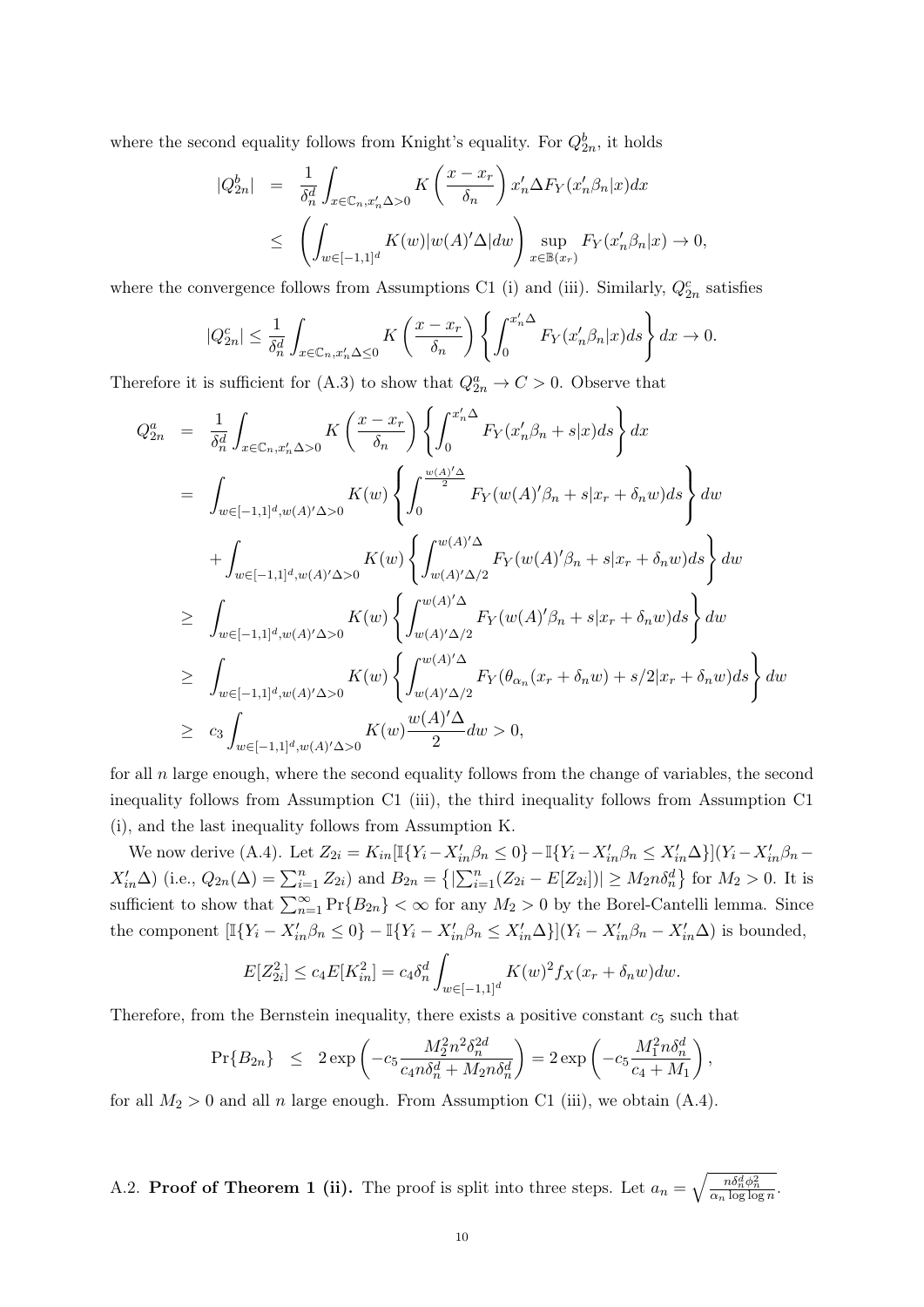where the second equality follows from Knight's equality. For $Q_{2n}^b$, it holds

$$
\begin{aligned}
|Q_{2n}^b| &= \frac{1}{\delta_n^d}\int_{x\in\mathbb{C}_n, x_n'\Delta>0} K\left(\frac{x-x_r}{\delta_n}\right) x_n'\Delta F_Y(x_n'\beta_n|x)dx \\
&\leq \left(\int_{w\in[-1,1]^d} K(w)|w(A)'\Delta|dw\right)\sup_{x\in\mathbb{B}(x_r)} F_Y(x_n'\beta_n|x)\to 0,
\end{aligned}
$$

where the convergence follows from Assumptions C1 (i) and (iii). Similarly, $Q_{2n}^c$ satisfies

$$
|Q_{2n}^c| \leq \frac{1}{\delta_n^d}\int_{x\in\mathbb{C}_n, x_n'\Delta\leq 0} K\left(\frac{x-x_r}{\delta_n}\right)\left\{\int_0^{x_n'\Delta} F_Y(x_n'\beta_n|x)ds\right\}dx \to 0.
$$

Therefore it is sufficient for (A.3) to show that $Q_{2n}^a \to C > 0$. Observe that

$$
\begin{aligned}
Q_{2n}^a &= \frac{1}{\delta_n^d}\int_{x\in\mathbb{C}_n, x_n'\Delta>0} K\left(\frac{x-x_r}{\delta_n}\right)\left\{\int_0^{x_n'\Delta} F_Y(x_n'\beta_n+s|x)ds\right\}dx \\
&= \int_{w\in[-1,1]^d, w(A)'\Delta>0} K(w)\left\{\int_0^{\frac{w(A)'\Delta}{2}} F_Y(w(A)'\beta_n+s|x_r+\delta_n w)ds\right\}dw \\
&\quad + \int_{w\in[-1,1]^d, w(A)'\Delta>0} K(w)\left\{\int_{w(A)'\Delta/2}^{w(A)'\Delta} F_Y(w(A)'\beta_n+s|x_r+\delta_n w)ds\right\}dw \\
&\geq \int_{w\in[-1,1]^d, w(A)'\Delta>0} K(w)\left\{\int_{w(A)'\Delta/2}^{w(A)'\Delta} F_Y(w(A)'\beta_n+s|x_r+\delta_n w)ds\right\}dw \\
&\geq \int_{w\in[-1,1]^d, w(A)'\Delta>0} K(w)\left\{\int_{w(A)'\Delta/2}^{w(A)'\Delta} F_Y(\theta_{\alpha_n}(x_r+\delta_n w)+s/2|x_r+\delta_n w)ds\right\}dw \\
&\geq c_3\int_{w\in[-1,1]^d, w(A)'\Delta>0} K(w)\frac{w(A)'\Delta}{2}dw > 0,
\end{aligned}
$$

for all $n$ large enough, where the second equality follows from the change of variables, the second inequality follows from Assumption C1 (iii), the third inequality follows from Assumption C1 (i), and the last inequality follows from Assumption K.

We now derive (A.4). Let $Z_{2i} = K_{in}[\mathbb{I}\{Y_i - X_{in}'\beta_n \leq 0\} - \mathbb{I}\{Y_i - X_{in}'\beta_n \leq X_{in}'\Delta\}](Y_i - X_{in}'\beta_n - X_{in}'\Delta)$ (i.e., $Q_{2n}(\Delta) = \sum_{i=1}^n Z_{2i}$) and $B_{2n} = \left\{|\sum_{i=1}^n (Z_{2i} - E[Z_{2i}])| \geq M_2 n\delta_n^d\right\}$ for $M_2 > 0$. It is sufficient to show that $\sum_{n=1}^\infty \Pr\{B_{2n}\} < \infty$ for any $M_2 > 0$ by the Borel-Cantelli lemma. Since the component $[\mathbb{I}\{Y_i - X_{in}'\beta_n \leq 0\} - \mathbb{I}\{Y_i - X_{in}'\beta_n \leq X_{in}'\Delta\}](Y_i - X_{in}'\beta_n - X_{in}'\Delta)$ is bounded,

$$
E[Z_{2i}^2] \leq c_4 E[K_{in}^2] = c_4\delta_n^d\int_{w\in[-1,1]^d} K(w)^2 f_X(x_r+\delta_n w)dw.
$$

Therefore, from the Bernstein inequality, there exists a positive constant $c_5$ such that

$$
\Pr\{B_{2n}\} \leq 2\exp\left(-c_5\frac{M_2^2 n^2\delta_n^{2d}}{c_4 n\delta_n^d + M_2 n\delta_n^d}\right) = 2\exp\left(-c_5\frac{M_1^2 n\delta_n^d}{c_4 + M_1}\right),
$$

for all $M_2 > 0$ and all $n$ large enough. From Assumption C1 (iii), we obtain (A.4).

A.2. **Proof of Theorem 1 (ii).** The proof is split into three steps. Let $a_n = \sqrt{\frac{n\delta_n^d\phi_n^2}{\alpha_n\log\log n}}$.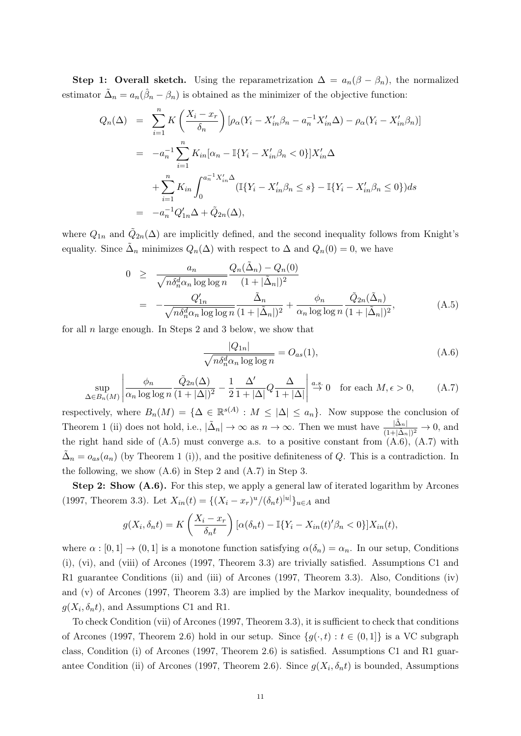**Step 1: Overall sketch.** Using the reparametrization $\Delta = a_n(\beta - \beta_n)$, the normalized estimator $\tilde{\Delta}_n = a_n(\hat{\beta}_n - \beta_n)$ is obtained as the minimizer of the objective function:

$$
\begin{aligned}
Q_n(\Delta) &= \sum_{i=1}^n K\left(\frac{X_i - x_r}{\delta_n}\right)[\rho_\alpha(Y_i - X_{in}'\beta_n - a_n^{-1}X_{in}'\Delta) - \rho_\alpha(Y_i - X_{in}'\beta_n)] \\
&= -a_n^{-1}\sum_{i=1}^n K_{in}[\alpha_n - \mathbb{I}\{Y_i - X_{in}'\beta_n < 0\}]X_{in}'\Delta \\
&\quad + \sum_{i=1}^n K_{in}\int_0^{a_n^{-1}X_{in}'\Delta}(\mathbb{I}\{Y_i - X_{in}'\beta_n \le s\} - \mathbb{I}\{Y_i - X_{in}'\beta_n \le 0\})ds \\
&= -a_n^{-1}Q_{1n}'\Delta + \tilde{Q}_{2n}(\Delta),
\end{aligned}
$$

where $Q_{1n}$ and $\tilde{Q}_{2n}(\Delta)$ are implicitly defined, and the second inequality follows from Knight's equality. Since $\tilde{\Delta}_n$ minimizes $Q_n(\Delta)$ with respect to $\Delta$ and $Q_n(0) = 0$, we have

$$
\begin{aligned}
0 &\ge \frac{a_n}{\sqrt{n\delta_n^d\alpha_n \log\log n}}\frac{Q_n(\tilde{\Delta}_n) - Q_n(0)}{(1 + |\tilde{\Delta}_n|)^2} \\
&= -\frac{Q_{1n}'}{\sqrt{n\delta_n^d\alpha_n \log\log n}}\frac{\tilde{\Delta}_n}{(1 + |\tilde{\Delta}_n|)^2} + \frac{\phi_n}{\alpha_n \log\log n}\frac{\tilde{Q}_{2n}(\tilde{\Delta}_n)}{(1 + |\tilde{\Delta}_n|)^2},
\end{aligned}
\tag{A.5}
$$

for all $n$ large enough. In Steps 2 and 3 below, we show that

$$
\frac{|Q_{1n}|}{\sqrt{n\delta_n^d\alpha_n \log\log n}} = O_{as}(1), \tag{A.6}
$$

$$
\sup_{\Delta \in B_n(M)}\left|\frac{\phi_n}{\alpha_n \log\log n}\frac{\tilde{Q}_{2n}(\Delta)}{(1 + |\Delta|)^2} - \frac{1}{2}\frac{\Delta'}{1 + |\Delta|}Q\frac{\Delta}{1 + |\Delta|}\right| \overset{a.s.}{\to} 0 \quad \text{for each } M, \epsilon > 0, \tag{A.7}
$$

respectively, where $B_n(M) = \{\Delta \in \mathbb{R}^{s(A)} : M \le |\Delta| \le a_n\}$. Now suppose the conclusion of Theorem 1 (ii) does not hold, i.e., $|\tilde{\Delta}_n| \to \infty$ as $n \to \infty$. Then we must have $\frac{|\tilde{\Delta}_n|}{(1+|\tilde{\Delta}_n|)^2} \to 0$, and the right hand side of (A.5) must converge a.s. to a positive constant from (A.6), (A.7) with $\tilde{\Delta}_n = o_{as}(a_n)$ (by Theorem 1 (i)), and the positive definiteness of $Q$. This is a contradiction. In the following, we show (A.6) in Step 2 and (A.7) in Step 3.

**Step 2: Show (A.6).** For this step, we apply a general law of iterated logarithm by Arcones (1997, Theorem 3.3). Let $X_{in}(t) = \{(X_i - x_r)^u/(\delta_n t)^{|u|}\}_{u \in A}$ and

$$
g(X_i, \delta_n t) = K\left(\frac{X_i - x_r}{\delta_n t}\right)[\alpha(\delta_n t) - \mathbb{I}\{Y_i - X_{in}(t)'\beta_n < 0\}]X_{in}(t),
$$

where $\alpha : [0, 1] \to (0, 1]$ is a monotone function satisfying $\alpha(\delta_n) = \alpha_n$. In our setup, Conditions (i), (vi), and (viii) of Arcones (1997, Theorem 3.3) are trivially satisfied. Assumptions C1 and R1 guarantee Conditions (ii) and (iii) of Arcones (1997, Theorem 3.3). Also, Conditions (iv) and (v) of Arcones (1997, Theorem 3.3) are implied by the Markov inequality, boundedness of $g(X_i, \delta_n t)$, and Assumptions C1 and R1.

To check Condition (vii) of Arcones (1997, Theorem 3.3), it is sufficient to check that conditions of Arcones (1997, Theorem 2.6) hold in our setup. Since $\{g(\cdot, t) : t \in (0, 1]\}$ is a VC subgraph class, Condition (i) of Arcones (1997, Theorem 2.6) is satisfied. Assumptions C1 and R1 guarantee Condition (ii) of Arcones (1997, Theorem 2.6). Since $g(X_i, \delta_n t)$ is bounded, Assumptions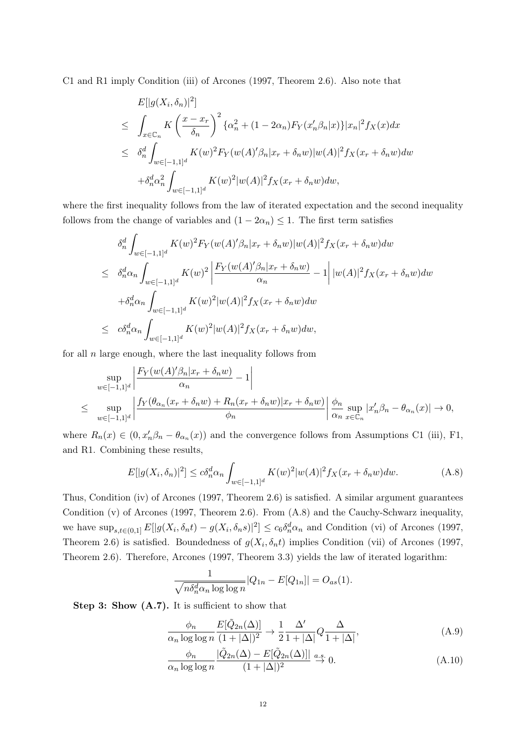C1 and R1 imply Condition (iii) of Arcones (1997, Theorem 2.6). Also note that

$$
\begin{aligned}
& E[|g(X_i,\delta_n)|^2] \\
\leq\ & \int_{x\in\mathbb{C}_n} K\left(\frac{x-x_r}{\delta_n}\right)^2 \{\alpha_n^2 + (1-2\alpha_n)F_Y(x_n'\beta_n|x)\}|x_n|^2 f_X(x)dx \\
\leq\ & \delta_n^d \int_{w\in[-1,1]^d} K(w)^2 F_Y(w(A)'\beta_n|x_r+\delta_n w)|w(A)|^2 f_X(x_r+\delta_n w)dw \\
& + \delta_n^d \alpha_n^2 \int_{w\in[-1,1]^d} K(w)^2 |w(A)|^2 f_X(x_r+\delta_n w)dw,
\end{aligned}
$$

where the first inequality follows from the law of iterated expectation and the second inequality follows from the change of variables and $(1-2\alpha_n)\leq 1$. The first term satisfies

$$
\begin{aligned}
& \delta_n^d \int_{w\in[-1,1]^d} K(w)^2 F_Y(w(A)'\beta_n|x_r+\delta_n w)|w(A)|^2 f_X(x_r+\delta_n w)dw \\
\leq\ & \delta_n^d \alpha_n \int_{w\in[-1,1]^d} K(w)^2 \left|\frac{F_Y(w(A)'\beta_n|x_r+\delta_n w)}{\alpha_n} - 1\right| |w(A)|^2 f_X(x_r+\delta_n w)dw \\
& + \delta_n^d \alpha_n \int_{w\in[-1,1]^d} K(w)^2 |w(A)|^2 f_X(x_r+\delta_n w)dw \\
\leq\ & c\delta_n^d \alpha_n \int_{w\in[-1,1]^d} K(w)^2 |w(A)|^2 f_X(x_r+\delta_n w)dw,
\end{aligned}
$$

for all $n$ large enough, where the last inequality follows from

$$
\begin{aligned}
& \sup_{w\in[-1,1]^d} \left|\frac{F_Y(w(A)'\beta_n|x_r+\delta_n w)}{\alpha_n} - 1\right| \\
\leq\ & \sup_{w\in[-1,1]^d} \left|\frac{f_Y(\theta_{\alpha_n}(x_r+\delta_n w)+R_n(x_r+\delta_n w)|x_r+\delta_n w)}{\phi_n}\right| \frac{\phi_n}{\alpha_n}\sup_{x\in\mathbb{C}_n}|x_n'\beta_n - \theta_{\alpha_n}(x)| \to 0,
\end{aligned}
$$

where $R_n(x)\in(0, x_n'\beta_n - \theta_{\alpha_n}(x))$ and the convergence follows from Assumptions C1 (iii), F1, and R1. Combining these results,

$$
E[|g(X_i,\delta_n)|^2] \leq c\delta_n^d \alpha_n \int_{w\in[-1,1]^d} K(w)^2 |w(A)|^2 f_X(x_r+\delta_n w)dw. \tag{A.8}
$$

Thus, Condition (iv) of Arcones (1997, Theorem 2.6) is satisfied. A similar argument guarantees Condition (v) of Arcones (1997, Theorem 2.6). From (A.8) and the Cauchy-Schwarz inequality, we have $\sup_{s,t\in(0,1]} E[|g(X_i,\delta_n t) - g(X_i,\delta_n s)|^2] \leq c_6\delta_n^d\alpha_n$ and Condition (vi) of Arcones (1997, Theorem 2.6) is satisfied. Boundedness of $g(X_i,\delta_n t)$ implies Condition (vii) of Arcones (1997, Theorem 2.6). Therefore, Arcones (1997, Theorem 3.3) yields the law of iterated logarithm:

$$
\frac{1}{\sqrt{n\delta_n^d\alpha_n \log\log n}}|Q_{1n} - E[Q_{1n}]| = O_{as}(1).
$$

**Step 3: Show (A.7).** It is sufficient to show that

$$
\frac{\phi_n}{\alpha_n \log\log n}\frac{E[\tilde{Q}_{2n}(\Delta)]}{(1+|\Delta|)^2} \to \frac{1}{2}\frac{\Delta'}{1+|\Delta|}Q\frac{\Delta}{1+|\Delta|}, \tag{A.9}
$$

$$
\frac{\phi_n}{\alpha_n \log\log n}\frac{|\tilde{Q}_{2n}(\Delta) - E[\tilde{Q}_{2n}(\Delta)]|}{(1+|\Delta|)^2} \overset{a.s.}{\to} 0. \tag{A.10}
$$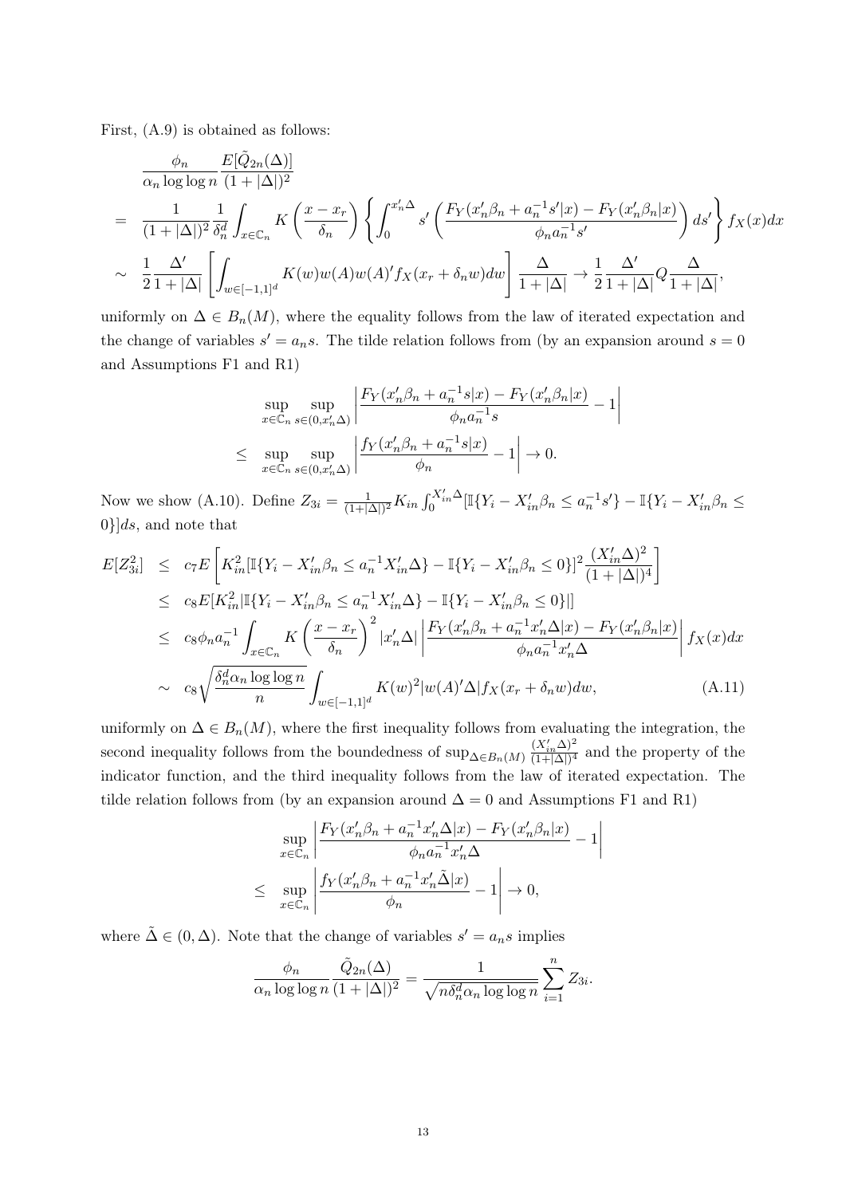First, (A.9) is obtained as follows:

$$
\begin{aligned}
& \frac{\phi_n}{\alpha_n \log\log n} \frac{E[\tilde{Q}_{2n}(\Delta)]}{(1+|\Delta|)^2} \\
= \; & \frac{1}{(1+|\Delta|)^2} \frac{1}{\delta_n^d} \int_{x \in \mathbb{C}_n} K\left(\frac{x - x_r}{\delta_n}\right) \left\{ \int_0^{x_n' \Delta} s' \left( \frac{F_Y(x_n'\beta_n + a_n^{-1} s'|x) - F_Y(x_n'\beta_n|x)}{\phi_n a_n^{-1} s'} \right) ds' \right\} f_X(x) dx \\
\sim \; & \frac{1}{2} \frac{\Delta'}{1+|\Delta|} \left[ \int_{w \in [-1,1]^d} K(w) w(A) w(A)' f_X(x_r + \delta_n w) dw \right] \frac{\Delta}{1+|\Delta|} \to \frac{1}{2} \frac{\Delta'}{1+|\Delta|} Q \frac{\Delta}{1+|\Delta|},
\end{aligned}
$$

uniformly on $\Delta \in B_n(M)$, where the equality follows from the law of iterated expectation and the change of variables $s' = a_n s$. The tilde relation follows from (by an expansion around $s = 0$ and Assumptions F1 and R1)

$$
\begin{aligned}
& \sup_{x \in \mathbb{C}_n} \sup_{s \in (0, x_n' \Delta)} \left| \frac{F_Y(x_n'\beta_n + a_n^{-1} s|x) - F_Y(x_n'\beta_n|x)}{\phi_n a_n^{-1} s} - 1 \right| \\
\leq \; & \sup_{x \in \mathbb{C}_n} \sup_{s \in (0, x_n' \Delta)} \left| \frac{f_Y(x_n'\beta_n + a_n^{-1} s|x)}{\phi_n} - 1 \right| \to 0.
\end{aligned}
$$

Now we show (A.10). Define $Z_{3i} = \frac{1}{(1+|\Delta|)^2} K_{in} \int_0^{X_{in}'\Delta} [\mathbb{I}\{Y_i - X_{in}'\beta_n \leq a_n^{-1} s'\} - \mathbb{I}\{Y_i - X_{in}'\beta_n \leq 0\}] ds$, and note that

$$
\begin{aligned}
E[Z_{3i}^2] \; & \leq \; c_7 E\left[ K_{in}^2 [\mathbb{I}\{Y_i - X_{in}'\beta_n \leq a_n^{-1} X_{in}'\Delta\} - \mathbb{I}\{Y_i - X_{in}'\beta_n \leq 0\}]^2 \frac{(X_{in}'\Delta)^2}{(1+|\Delta|)^4} \right] \\
& \leq \; c_8 E[K_{in}^2 |\mathbb{I}\{Y_i - X_{in}'\beta_n \leq a_n^{-1} X_{in}'\Delta\} - \mathbb{I}\{Y_i - X_{in}'\beta_n \leq 0\}|] \\
& \leq \; c_8 \phi_n a_n^{-1} \int_{x \in \mathbb{C}_n} K\left(\frac{x - x_r}{\delta_n}\right)^2 |x_n'\Delta| \left| \frac{F_Y(x_n'\beta_n + a_n^{-1} x_n'\Delta|x) - F_Y(x_n'\beta_n|x)}{\phi_n a_n^{-1} x_n'\Delta} \right| f_X(x) dx \\
& \sim \; c_8 \sqrt{\frac{\delta_n^d \alpha_n \log\log n}{n}} \int_{w \in [-1,1]^d} K(w)^2 |w(A)'\Delta| f_X(x_r + \delta_n w) dw, \qquad \text{(A.11)}
\end{aligned}
$$

uniformly on $\Delta \in B_n(M)$, where the first inequality follows from evaluating the integration, the second inequality follows from the boundedness of $\sup_{\Delta \in B_n(M)} \frac{(X_{in}'\Delta)^2}{(1+|\Delta|)^4}$ and the property of the indicator function, and the third inequality follows from the law of iterated expectation. The tilde relation follows from (by an expansion around $\Delta = 0$ and Assumptions F1 and R1)

$$
\begin{aligned}
& \sup_{x \in \mathbb{C}_n} \left| \frac{F_Y(x_n'\beta_n + a_n^{-1} x_n'\Delta|x) - F_Y(x_n'\beta_n|x)}{\phi_n a_n^{-1} x_n'\Delta} - 1 \right| \\
\leq \; & \sup_{x \in \mathbb{C}_n} \left| \frac{f_Y(x_n'\beta_n + a_n^{-1} x_n'\tilde{\Delta}|x)}{\phi_n} - 1 \right| \to 0,
\end{aligned}
$$

where $\tilde{\Delta} \in (0, \Delta)$. Note that the change of variables $s' = a_n s$ implies

$$
\frac{\phi_n}{\alpha_n \log\log n} \frac{\tilde{Q}_{2n}(\Delta)}{(1+|\Delta|)^2} = \frac{1}{\sqrt{n \delta_n^d \alpha_n \log\log n}} \sum_{i=1}^n Z_{3i}.
$$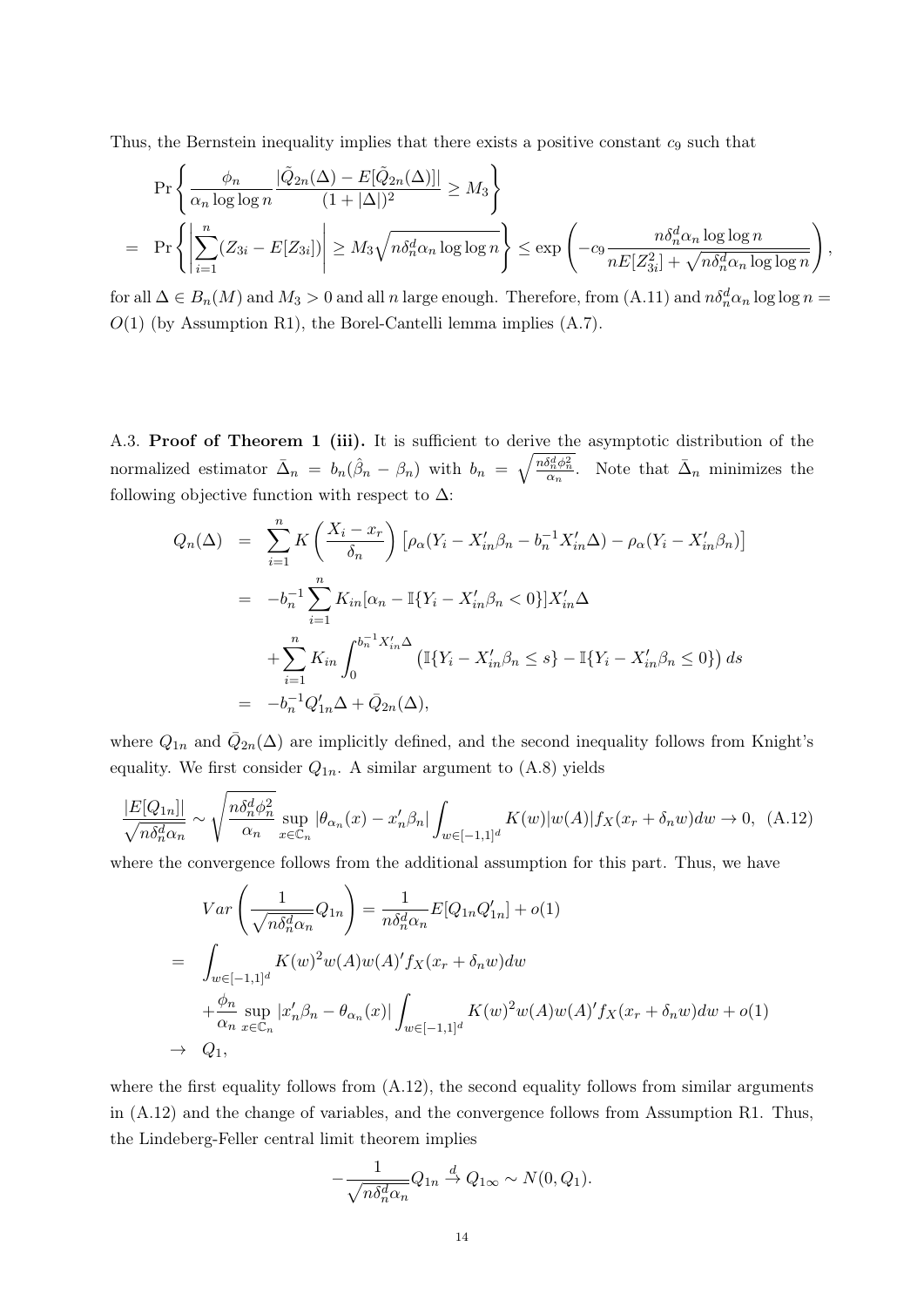Thus, the Bernstein inequality implies that there exists a positive constant $c_9$ such that

$$
\begin{aligned}
& \Pr\left\{ \frac{\phi_n}{\alpha_n \log\log n} \frac{|\tilde{Q}_{2n}(\Delta) - E[\tilde{Q}_{2n}(\Delta)]|}{(1+|\Delta|)^2} \geq M_3 \right\} \\
= \;& \Pr\left\{ \left| \sum_{i=1}^n (Z_{3i} - E[Z_{3i}]) \right| \geq M_3 \sqrt{n\delta_n^d \alpha_n \log\log n} \right\} \leq \exp\left( -c_9 \frac{n\delta_n^d \alpha_n \log\log n}{nE[Z_{3i}^2] + \sqrt{n\delta_n^d \alpha_n \log\log n}} \right),
\end{aligned}
$$

for all $\Delta \in B_n(M)$ and $M_3 > 0$ and all $n$ large enough. Therefore, from (A.11) and $n\delta_n^d \alpha_n \log\log n = O(1)$ (by Assumption R1), the Borel-Cantelli lemma implies (A.7).

A.3. **Proof of Theorem 1 (iii).** It is sufficient to derive the asymptotic distribution of the normalized estimator $\bar{\Delta}_n = b_n(\hat{\beta}_n - \beta_n)$ with $b_n = \sqrt{\frac{n\delta_n^d \phi_n^2}{\alpha_n}}$. Note that $\bar{\Delta}_n$ minimizes the following objective function with respect to $\Delta$:

$$
\begin{aligned}
Q_n(\Delta) &= \sum_{i=1}^n K\left(\frac{X_i - x_r}{\delta_n}\right) \left[\rho_\alpha(Y_i - X_{in}'\beta_n - b_n^{-1}X_{in}'\Delta) - \rho_\alpha(Y_i - X_{in}'\beta_n)\right] \\
&= -b_n^{-1} \sum_{i=1}^n K_{in}[\alpha_n - \mathbb{I}\{Y_i - X_{in}'\beta_n < 0\}]X_{in}'\Delta \\
&\quad + \sum_{i=1}^n K_{in} \int_0^{b_n^{-1}X_{in}'\Delta} \left(\mathbb{I}\{Y_i - X_{in}'\beta_n \leq s\} - \mathbb{I}\{Y_i - X_{in}'\beta_n \leq 0\}\right) ds \\
&= -b_n^{-1} Q_{1n}'\Delta + \bar{Q}_{2n}(\Delta),
\end{aligned}
$$

where $Q_{1n}$ and $\bar{Q}_{2n}(\Delta)$ are implicitly defined, and the second inequality follows from Knight's equality. We first consider $Q_{1n}$. A similar argument to (A.8) yields

$$
\frac{|E[Q_{1n}]|}{\sqrt{n\delta_n^d \alpha_n}} \sim \sqrt{\frac{n\delta_n^d \phi_n^2}{\alpha_n}} \sup_{x \in \mathbb{C}_n} |\theta_{\alpha_n}(x) - x_n'\beta_n| \int_{w \in [-1,1]^d} K(w)|w(A)| f_X(x_r + \delta_n w) dw \to 0, \quad \text{(A.12)}
$$

where the convergence follows from the additional assumption for this part. Thus, we have

$$
\begin{aligned}
& Var\left(\frac{1}{\sqrt{n\delta_n^d \alpha_n}} Q_{1n}\right) = \frac{1}{n\delta_n^d \alpha_n} E[Q_{1n}Q_{1n}'] + o(1) \\
= \;& \int_{w \in [-1,1]^d} K(w)^2 w(A) w(A)' f_X(x_r + \delta_n w) dw \\
& + \frac{\phi_n}{\alpha_n} \sup_{x \in \mathbb{C}_n} |x_n'\beta_n - \theta_{\alpha_n}(x)| \int_{w \in [-1,1]^d} K(w)^2 w(A) w(A)' f_X(x_r + \delta_n w) dw + o(1) \\
\to \;& Q_1,
\end{aligned}
$$

where the first equality follows from (A.12), the second equality follows from similar arguments in (A.12) and the change of variables, and the convergence follows from Assumption R1. Thus, the Lindeberg-Feller central limit theorem implies

$$
-\frac{1}{\sqrt{n\delta_n^d \alpha_n}} Q_{1n} \xrightarrow{d} Q_{1\infty} \sim N(0, Q_1).
$$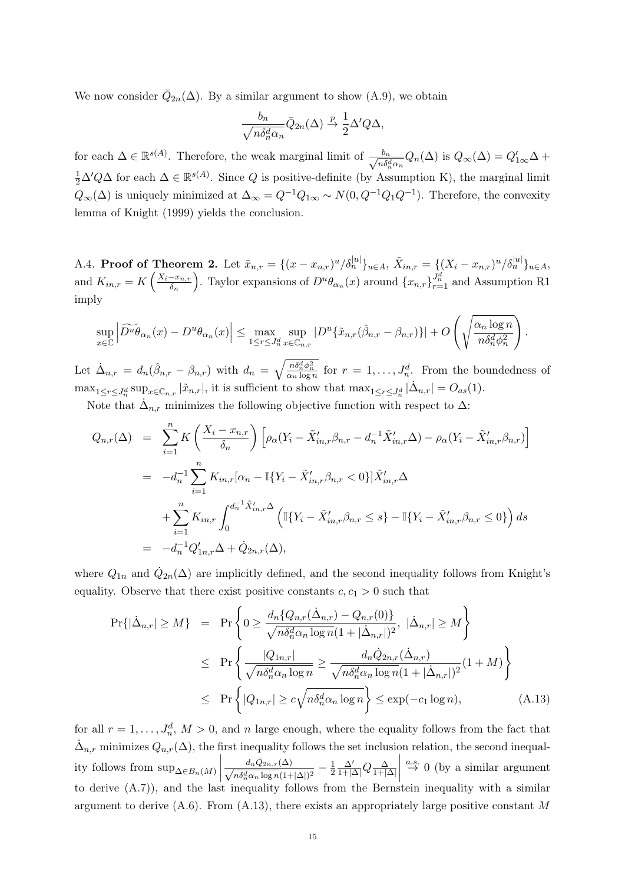We now consider $\bar{Q}_{2n}(\Delta)$. By a similar argument to show (A.9), we obtain

$$\frac{b_n}{\sqrt{n\delta_n^d \alpha_n}} \bar{Q}_{2n}(\Delta) \xrightarrow{p} \frac{1}{2}\Delta' Q \Delta,$$

for each $\Delta \in \mathbb{R}^{s(A)}$. Therefore, the weak marginal limit of $\frac{b_n}{\sqrt{n\delta_n^d \alpha_n}} Q_n(\Delta)$ is $Q_\infty(\Delta) = Q_{1\infty}'\Delta + \frac{1}{2}\Delta' Q \Delta$ for each $\Delta \in \mathbb{R}^{s(A)}$. Since $Q$ is positive-definite (by Assumption K), the marginal limit $Q_\infty(\Delta)$ is uniquely minimized at $\Delta_\infty = Q^{-1}Q_{1\infty} \sim N(0, Q^{-1}Q_1 Q^{-1})$. Therefore, the convexity lemma of Knight (1999) yields the conclusion.

A.4. **Proof of Theorem 2.** Let $\tilde{x}_{n,r} = \{(x - x_{n,r})^u / \delta_n^{|u|}\}_{u \in A}$, $\tilde{X}_{in,r} = \{(X_i - x_{n,r})^u / \delta_n^{|u|}\}_{u \in A}$, and $K_{in,r} = K\left(\frac{X_i - x_{n,r}}{\delta_n}\right)$. Taylor expansions of $D^u \theta_{\alpha_n}(x)$ around $\{x_{n,r}\}_{r=1}^{J_n^d}$ and Assumption R1 imply

$$\sup_{x \in \mathbb{C}} \left| \widetilde{D^u \theta}_{\alpha_n}(x) - D^u \theta_{\alpha_n}(x) \right| \leq \max_{1 \leq r \leq J_n^d} \sup_{x \in \mathbb{C}_{n,r}} |D^u \{\tilde{x}_{n,r}(\hat{\beta}_{n,r} - \beta_{n,r})\}| + O\left(\sqrt{\frac{\alpha_n \log n}{n\delta_n^d \phi_n^2}}\right).$$

Let $\dot{\Delta}_{n,r} = d_n(\hat{\beta}_{n,r} - \beta_{n,r})$ with $d_n = \sqrt{\frac{n\delta_n^d \phi_n^2}{\alpha_n \log n}}$ for $r = 1, \ldots, J_n^d$. From the boundedness of $\max_{1 \leq r \leq J_n^d} \sup_{x \in \mathbb{C}_{n,r}} |\tilde{x}_{n,r}|$, it is sufficient to show that $\max_{1 \leq r \leq J_n^d} |\dot{\Delta}_{n,r}| = O_{as}(1)$.

Note that $\dot{\Delta}_{n,r}$ minimizes the following objective function with respect to $\Delta$:

$$\begin{aligned}
Q_{n,r}(\Delta) &= \sum_{i=1}^n K\left(\frac{X_i - x_{n,r}}{\delta_n}\right)\left[\rho_\alpha(Y_i - \tilde{X}_{in,r}'\beta_{n,r} - d_n^{-1}\tilde{X}_{in,r}'\Delta) - \rho_\alpha(Y_i - \tilde{X}_{in,r}'\beta_{n,r})\right] \\
&= -d_n^{-1}\sum_{i=1}^n K_{in,r}[\alpha_n - \mathbb{I}\{Y_i - \tilde{X}_{in,r}'\beta_{n,r} < 0\}]\tilde{X}_{in,r}'\Delta \\
&\quad + \sum_{i=1}^n K_{in,r}\int_0^{d_n^{-1}\tilde{X}_{in,r}'\Delta}\left(\mathbb{I}\{Y_i - \tilde{X}_{in,r}'\beta_{n,r} \leq s\} - \mathbb{I}\{Y_i - \tilde{X}_{in,r}'\beta_{n,r} \leq 0\}\right)ds \\
&= -d_n^{-1}Q_{1n,r}'\Delta + \dot{Q}_{2n,r}(\Delta),
\end{aligned}$$

where $Q_{1n}$ and $\dot{Q}_{2n}(\Delta)$ are implicitly defined, and the second inequality follows from Knight's equality. Observe that there exist positive constants $c, c_1 > 0$ such that

$$\begin{aligned}
\Pr\{|\dot{\Delta}_{n,r}| \geq M\} &= \Pr\left\{0 \geq \frac{d_n\{Q_{n,r}(\dot{\Delta}_{n,r}) - Q_{n,r}(0)\}}{\sqrt{n\delta_n^d \alpha_n \log n}(1 + |\dot{\Delta}_{n,r}|)^2},\ |\dot{\Delta}_{n,r}| \geq M\right\} \\
&\leq \Pr\left\{\frac{|Q_{1n,r}|}{\sqrt{n\delta_n^d \alpha_n \log n}} \geq \frac{d_n \dot{Q}_{2n,r}(\dot{\Delta}_{n,r})}{\sqrt{n\delta_n^d \alpha_n \log n}(1 + |\dot{\Delta}_{n,r}|)^2}(1 + M)\right\} \\
&\leq \Pr\left\{|Q_{1n,r}| \geq c\sqrt{n\delta_n^d \alpha_n \log n}\right\} \leq \exp(-c_1 \log n), \qquad \text{(A.13)}
\end{aligned}$$

for all $r = 1, \ldots, J_n^d$, $M > 0$, and $n$ large enough, where the equality follows from the fact that $\dot{\Delta}_{n,r}$ minimizes $Q_{n,r}(\Delta)$, the first inequality follows the set inclusion relation, the second inequality follows from $\sup_{\Delta \in B_n(M)}\left|\frac{d_n \dot{Q}_{2n,r}(\Delta)}{\sqrt{n\delta_n^d \alpha_n \log n}(1+|\Delta|)^2} - \frac{1}{2}\frac{\Delta'}{1+|\Delta|}Q\frac{\Delta}{1+|\Delta|}\right| \xrightarrow{a.s.} 0$ (by a similar argument to derive (A.7)), and the last inequality follows from the Bernstein inequality with a similar argument to derive (A.6). From (A.13), there exists an appropriately large positive constant $M$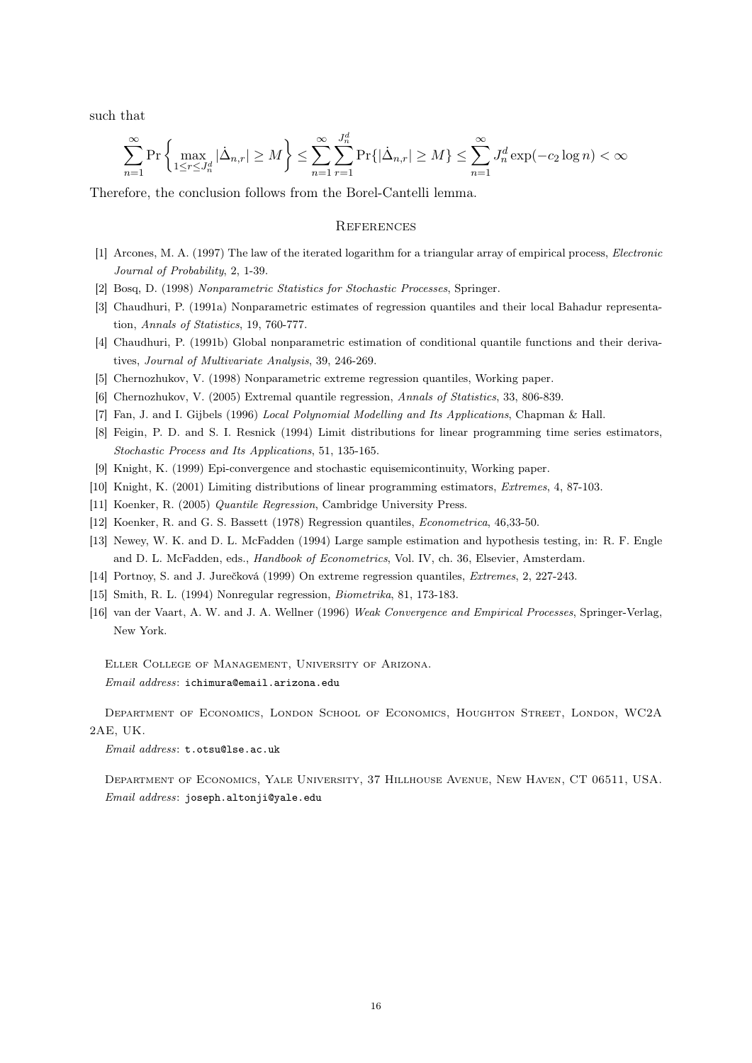such that

$$\sum_{n=1}^{\infty} \Pr\left\{\max_{1\leq r\leq J_n^d} |\dot{\Delta}_{n,r}| \geq M\right\} \leq \sum_{n=1}^{\infty}\sum_{r=1}^{J_n^d} \Pr\{|\dot{\Delta}_{n,r}| \geq M\} \leq \sum_{n=1}^{\infty} J_n^d \exp(-c_2 \log n) < \infty$$

Therefore, the conclusion follows from the Borel-Cantelli lemma.

## References

[1] Arcones, M. A. (1997) The law of the iterated logarithm for a triangular array of empirical process, *Electronic Journal of Probability*, 2, 1-39.

[2] Bosq, D. (1998) *Nonparametric Statistics for Stochastic Processes*, Springer.

[3] Chaudhuri, P. (1991a) Nonparametric estimates of regression quantiles and their local Bahadur representation, *Annals of Statistics*, 19, 760-777.

[4] Chaudhuri, P. (1991b) Global nonparametric estimation of conditional quantile functions and their derivatives, *Journal of Multivariate Analysis*, 39, 246-269.

[5] Chernozhukov, V. (1998) Nonparametric extreme regression quantiles, Working paper.

[6] Chernozhukov, V. (2005) Extremal quantile regression, *Annals of Statistics*, 33, 806-839.

[7] Fan, J. and I. Gijbels (1996) *Local Polynomial Modelling and Its Applications*, Chapman & Hall.

[8] Feigin, P. D. and S. I. Resnick (1994) Limit distributions for linear programming time series estimators, *Stochastic Process and Its Applications*, 51, 135-165.

[9] Knight, K. (1999) Epi-convergence and stochastic equisemicontinuity, Working paper.

[10] Knight, K. (2001) Limiting distributions of linear programming estimators, *Extremes*, 4, 87-103.

[11] Koenker, R. (2005) *Quantile Regression*, Cambridge University Press.

[12] Koenker, R. and G. S. Bassett (1978) Regression quantiles, *Econometrica*, 46,33-50.

[13] Newey, W. K. and D. L. McFadden (1994) Large sample estimation and hypothesis testing, in: R. F. Engle and D. L. McFadden, eds., *Handbook of Econometrics*, Vol. IV, ch. 36, Elsevier, Amsterdam.

[14] Portnoy, S. and J. Jurečková (1999) On extreme regression quantiles, *Extremes*, 2, 227-243.

[15] Smith, R. L. (1994) Nonregular regression, *Biometrika*, 81, 173-183.

[16] van der Vaart, A. W. and J. A. Wellner (1996) *Weak Convergence and Empirical Processes*, Springer-Verlag, New York.

Eller College of Management, University of Arizona.
*Email address*: ichimura@email.arizona.edu

Department of Economics, London School of Economics, Houghton Street, London, WC2A 2AE, UK.
*Email address*: t.otsu@lse.ac.uk

Department of Economics, Yale University, 37 Hillhouse Avenue, New Haven, CT 06511, USA.
*Email address*: joseph.altonji@yale.edu